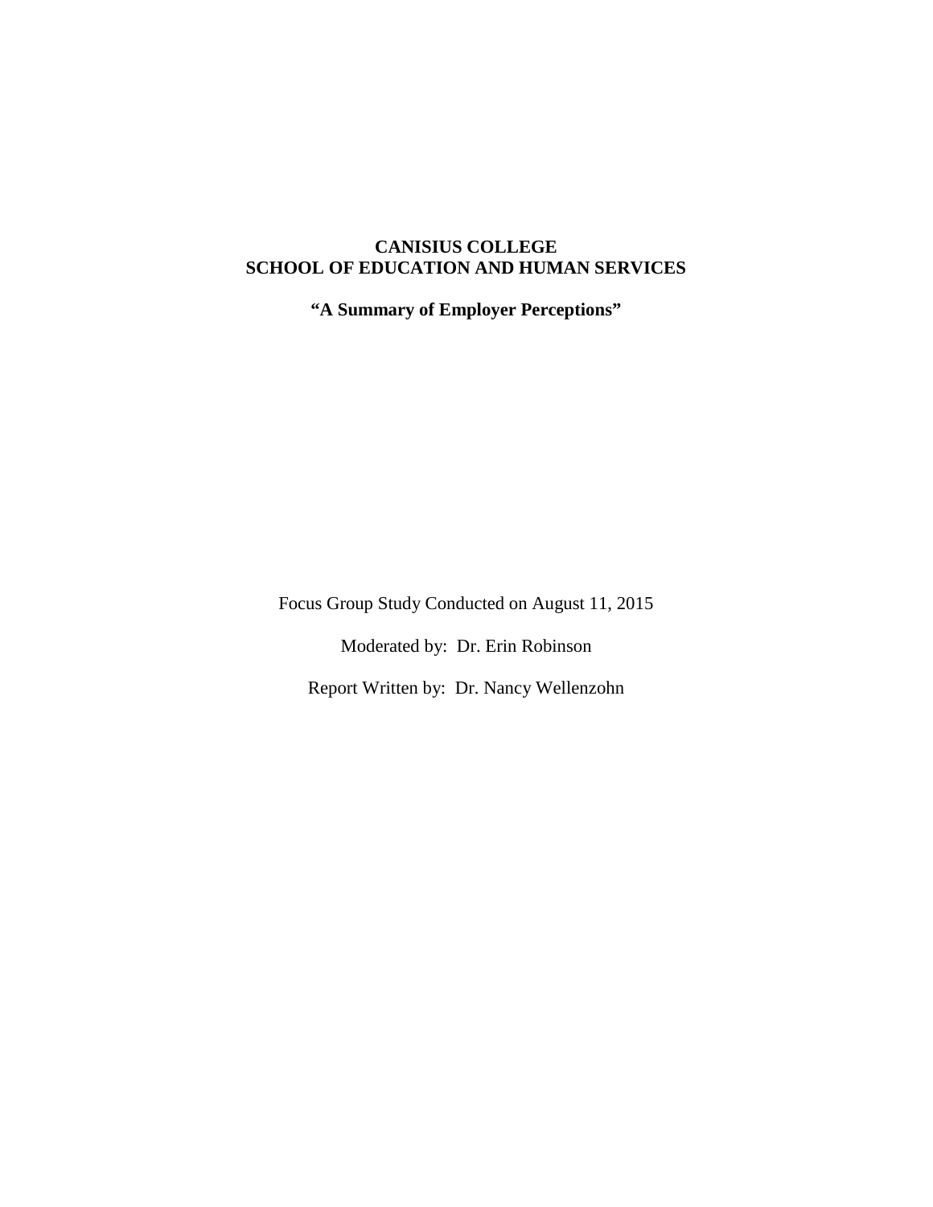# CANISIUS COLLEGE
# SCHOOL OF EDUCATION AND HUMAN SERVICES

## "A Summary of Employer Perceptions"

Focus Group Study Conducted on August 11, 2015

Moderated by: Dr. Erin Robinson

Report Written by: Dr. Nancy Wellenzohn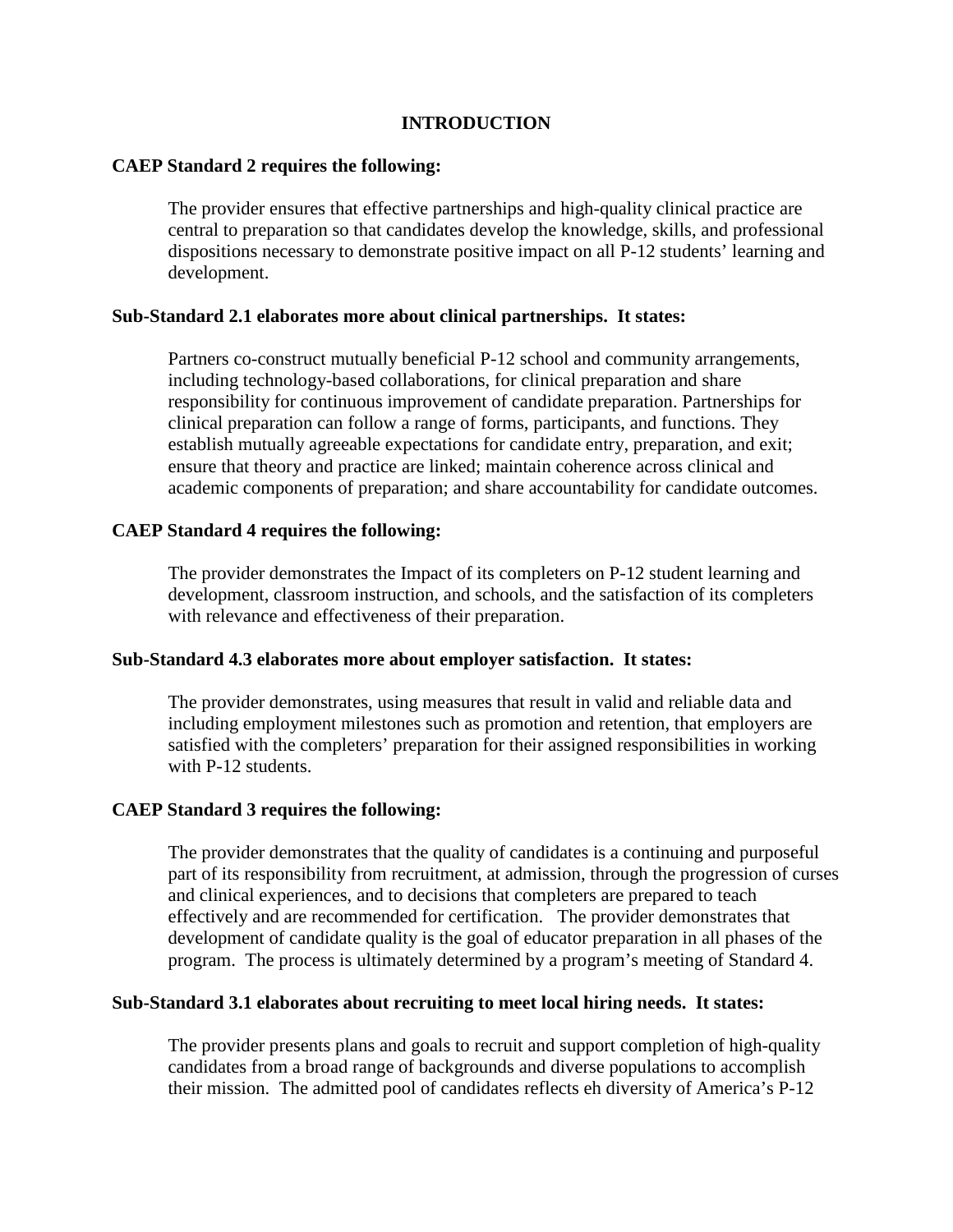## INTRODUCTION

**CAEP Standard 2 requires the following:**

> The provider ensures that effective partnerships and high-quality clinical practice are central to preparation so that candidates develop the knowledge, skills, and professional dispositions necessary to demonstrate positive impact on all P-12 students' learning and development.

**Sub-Standard 2.1 elaborates more about clinical partnerships. It states:**

> Partners co-construct mutually beneficial P-12 school and community arrangements, including technology-based collaborations, for clinical preparation and share responsibility for continuous improvement of candidate preparation. Partnerships for clinical preparation can follow a range of forms, participants, and functions. They establish mutually agreeable expectations for candidate entry, preparation, and exit; ensure that theory and practice are linked; maintain coherence across clinical and academic components of preparation; and share accountability for candidate outcomes.

**CAEP Standard 4 requires the following:**

> The provider demonstrates the Impact of its completers on P-12 student learning and development, classroom instruction, and schools, and the satisfaction of its completers with relevance and effectiveness of their preparation.

**Sub-Standard 4.3 elaborates more about employer satisfaction. It states:**

> The provider demonstrates, using measures that result in valid and reliable data and including employment milestones such as promotion and retention, that employers are satisfied with the completers' preparation for their assigned responsibilities in working with P-12 students.

**CAEP Standard 3 requires the following:**

> The provider demonstrates that the quality of candidates is a continuing and purposeful part of its responsibility from recruitment, at admission, through the progression of curses and clinical experiences, and to decisions that completers are prepared to teach effectively and are recommended for certification. The provider demonstrates that development of candidate quality is the goal of educator preparation in all phases of the program. The process is ultimately determined by a program's meeting of Standard 4.

**Sub-Standard 3.1 elaborates about recruiting to meet local hiring needs. It states:**

> The provider presents plans and goals to recruit and support completion of high-quality candidates from a broad range of backgrounds and diverse populations to accomplish their mission. The admitted pool of candidates reflects eh diversity of America's P-12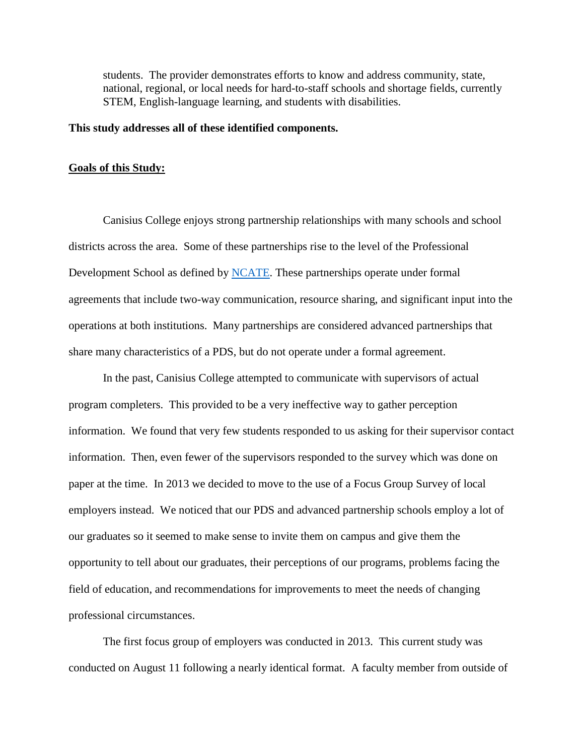students. The provider demonstrates efforts to know and address community, state, national, regional, or local needs for hard-to-staff schools and shortage fields, currently STEM, English-language learning, and students with disabilities.

**This study addresses all of these identified components.**

## Goals of this Study:

Canisius College enjoys strong partnership relationships with many schools and school districts across the area. Some of these partnerships rise to the level of the Professional Development School as defined by NCATE. These partnerships operate under formal agreements that include two-way communication, resource sharing, and significant input into the operations at both institutions. Many partnerships are considered advanced partnerships that share many characteristics of a PDS, but do not operate under a formal agreement.

In the past, Canisius College attempted to communicate with supervisors of actual program completers. This provided to be a very ineffective way to gather perception information. We found that very few students responded to us asking for their supervisor contact information. Then, even fewer of the supervisors responded to the survey which was done on paper at the time. In 2013 we decided to move to the use of a Focus Group Survey of local employers instead. We noticed that our PDS and advanced partnership schools employ a lot of our graduates so it seemed to make sense to invite them on campus and give them the opportunity to tell about our graduates, their perceptions of our programs, problems facing the field of education, and recommendations for improvements to meet the needs of changing professional circumstances.

The first focus group of employers was conducted in 2013. This current study was conducted on August 11 following a nearly identical format. A faculty member from outside of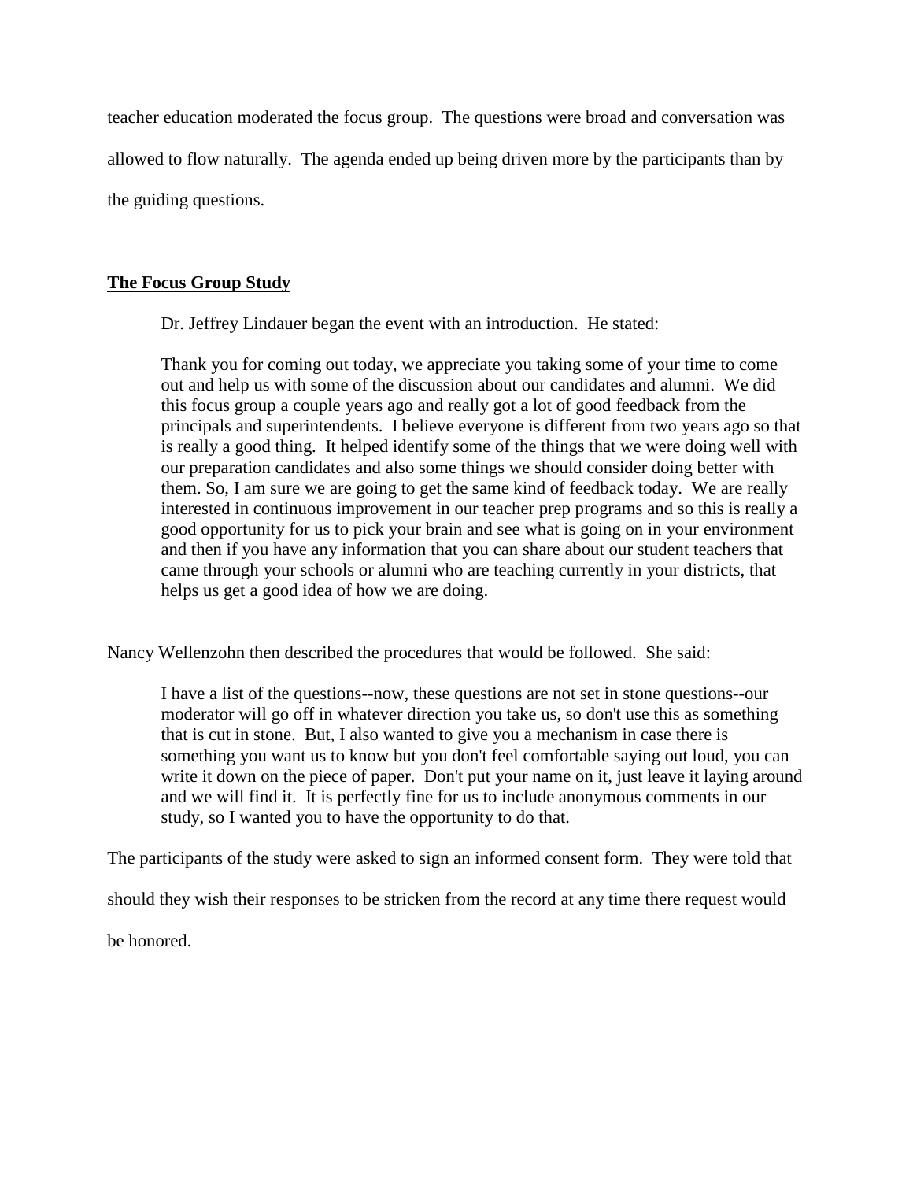teacher education moderated the focus group. The questions were broad and conversation was allowed to flow naturally. The agenda ended up being driven more by the participants than by the guiding questions.

## The Focus Group Study

Dr. Jeffrey Lindauer began the event with an introduction. He stated:

> Thank you for coming out today, we appreciate you taking some of your time to come out and help us with some of the discussion about our candidates and alumni. We did this focus group a couple years ago and really got a lot of good feedback from the principals and superintendents. I believe everyone is different from two years ago so that is really a good thing. It helped identify some of the things that we were doing well with our preparation candidates and also some things we should consider doing better with them. So, I am sure we are going to get the same kind of feedback today. We are really interested in continuous improvement in our teacher prep programs and so this is really a good opportunity for us to pick your brain and see what is going on in your environment and then if you have any information that you can share about our student teachers that came through your schools or alumni who are teaching currently in your districts, that helps us get a good idea of how we are doing.

Nancy Wellenzohn then described the procedures that would be followed. She said:

> I have a list of the questions--now, these questions are not set in stone questions--our moderator will go off in whatever direction you take us, so don't use this as something that is cut in stone. But, I also wanted to give you a mechanism in case there is something you want us to know but you don't feel comfortable saying out loud, you can write it down on the piece of paper. Don't put your name on it, just leave it laying around and we will find it. It is perfectly fine for us to include anonymous comments in our study, so I wanted you to have the opportunity to do that.

The participants of the study were asked to sign an informed consent form. They were told that should they wish their responses to be stricken from the record at any time there request would be honored.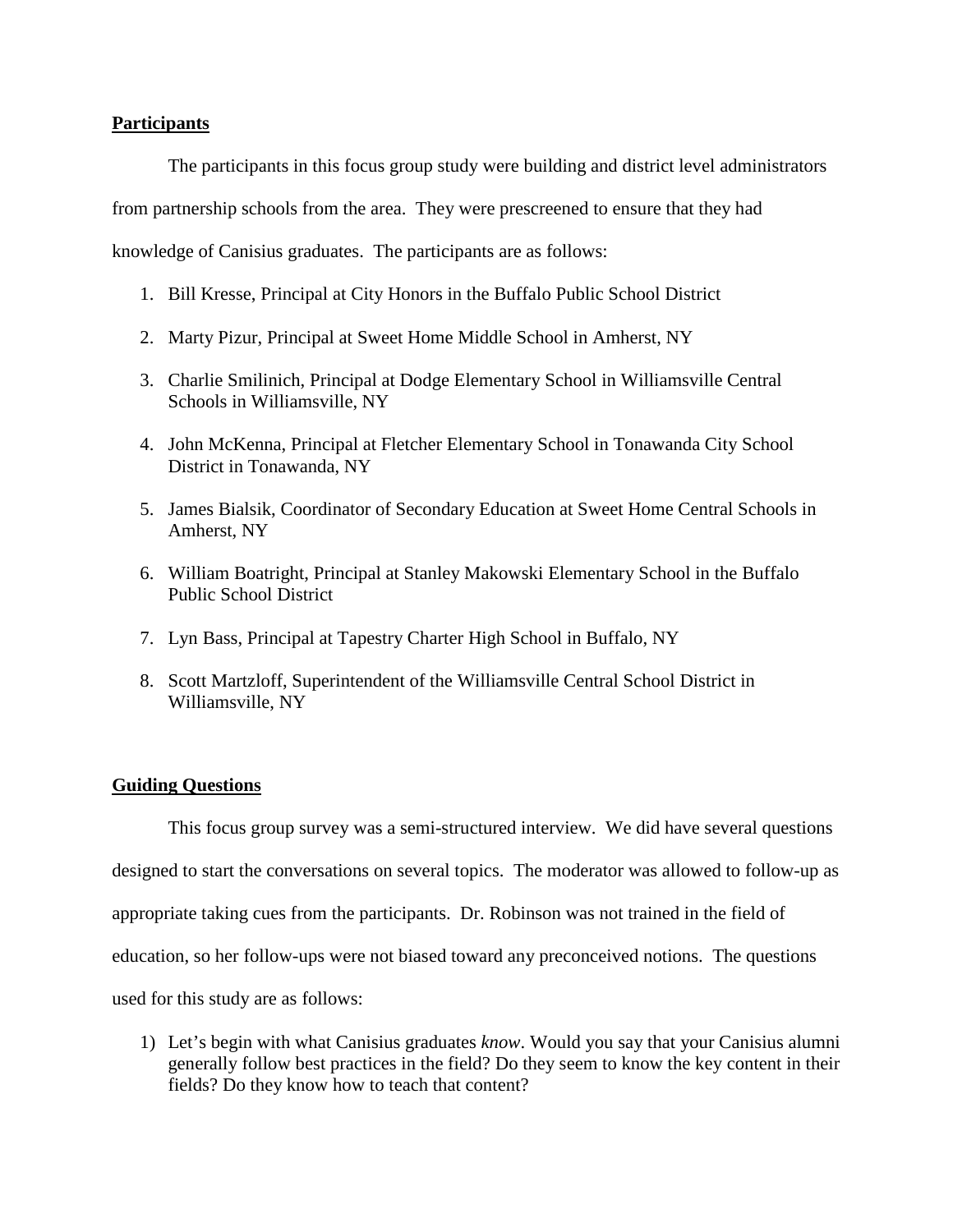**Participants**

The participants in this focus group study were building and district level administrators from partnership schools from the area. They were prescreened to ensure that they had knowledge of Canisius graduates. The participants are as follows:

1. Bill Kresse, Principal at City Honors in the Buffalo Public School District
2. Marty Pizur, Principal at Sweet Home Middle School in Amherst, NY
3. Charlie Smilinich, Principal at Dodge Elementary School in Williamsville Central Schools in Williamsville, NY
4. John McKenna, Principal at Fletcher Elementary School in Tonawanda City School District in Tonawanda, NY
5. James Bialsik, Coordinator of Secondary Education at Sweet Home Central Schools in Amherst, NY
6. William Boatright, Principal at Stanley Makowski Elementary School in the Buffalo Public School District
7. Lyn Bass, Principal at Tapestry Charter High School in Buffalo, NY
8. Scott Martzloff, Superintendent of the Williamsville Central School District in Williamsville, NY

**Guiding Questions**

This focus group survey was a semi-structured interview. We did have several questions designed to start the conversations on several topics. The moderator was allowed to follow-up as appropriate taking cues from the participants. Dr. Robinson was not trained in the field of education, so her follow-ups were not biased toward any preconceived notions. The questions used for this study are as follows:

1) Let's begin with what Canisius graduates *know*. Would you say that your Canisius alumni generally follow best practices in the field? Do they seem to know the key content in their fields? Do they know how to teach that content?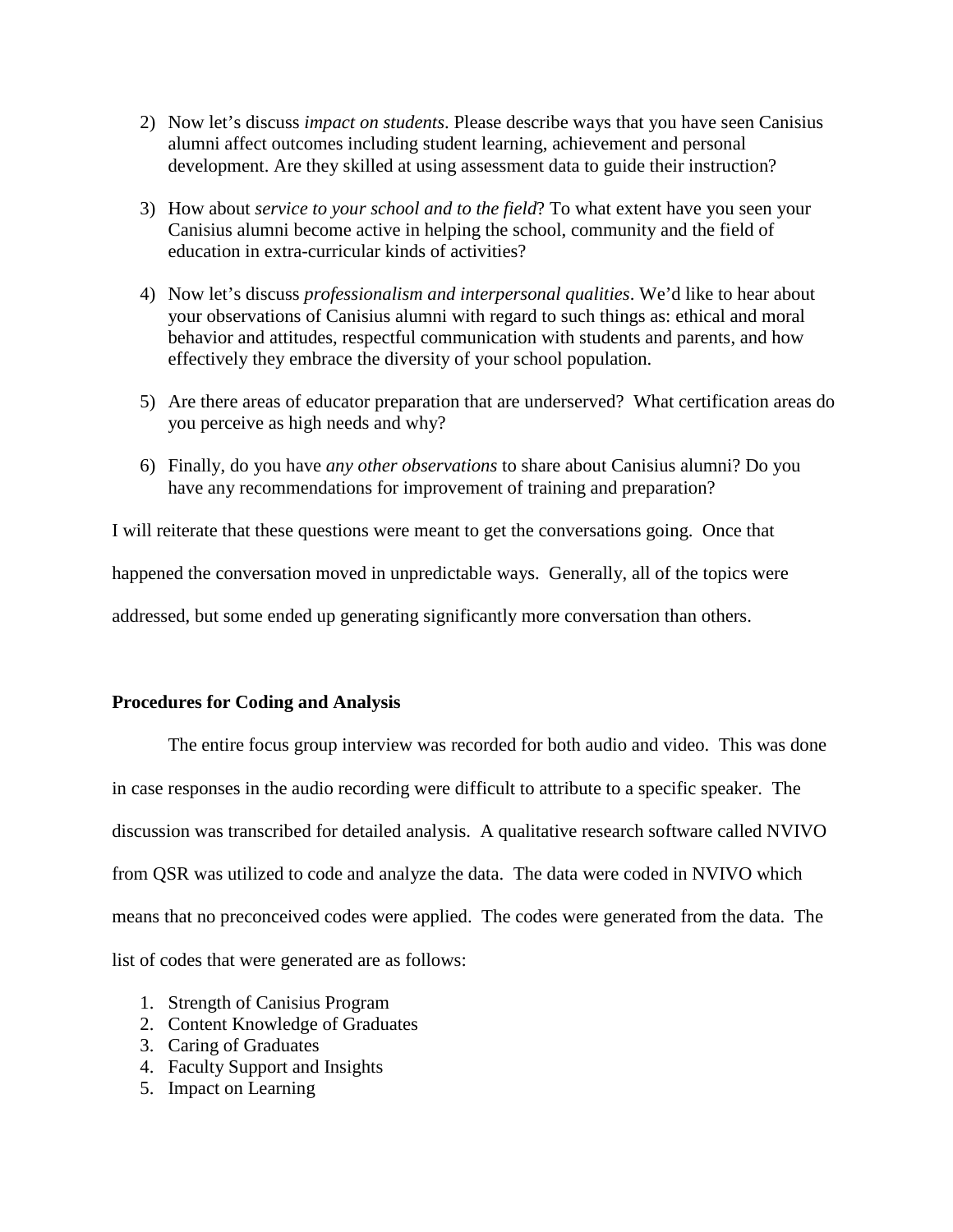2) Now let's discuss *impact on students*. Please describe ways that you have seen Canisius alumni affect outcomes including student learning, achievement and personal development. Are they skilled at using assessment data to guide their instruction?

3) How about *service to your school and to the field*? To what extent have you seen your Canisius alumni become active in helping the school, community and the field of education in extra-curricular kinds of activities?

4) Now let's discuss *professionalism and interpersonal qualities*. We'd like to hear about your observations of Canisius alumni with regard to such things as: ethical and moral behavior and attitudes, respectful communication with students and parents, and how effectively they embrace the diversity of your school population.

5) Are there areas of educator preparation that are underserved? What certification areas do you perceive as high needs and why?

6) Finally, do you have *any other observations* to share about Canisius alumni? Do you have any recommendations for improvement of training and preparation?

I will reiterate that these questions were meant to get the conversations going. Once that happened the conversation moved in unpredictable ways. Generally, all of the topics were addressed, but some ended up generating significantly more conversation than others.

**Procedures for Coding and Analysis**

The entire focus group interview was recorded for both audio and video. This was done in case responses in the audio recording were difficult to attribute to a specific speaker. The discussion was transcribed for detailed analysis. A qualitative research software called NVIVO from QSR was utilized to code and analyze the data. The data were coded in NVIVO which means that no preconceived codes were applied. The codes were generated from the data. The list of codes that were generated are as follows:

1. Strength of Canisius Program
2. Content Knowledge of Graduates
3. Caring of Graduates
4. Faculty Support and Insights
5. Impact on Learning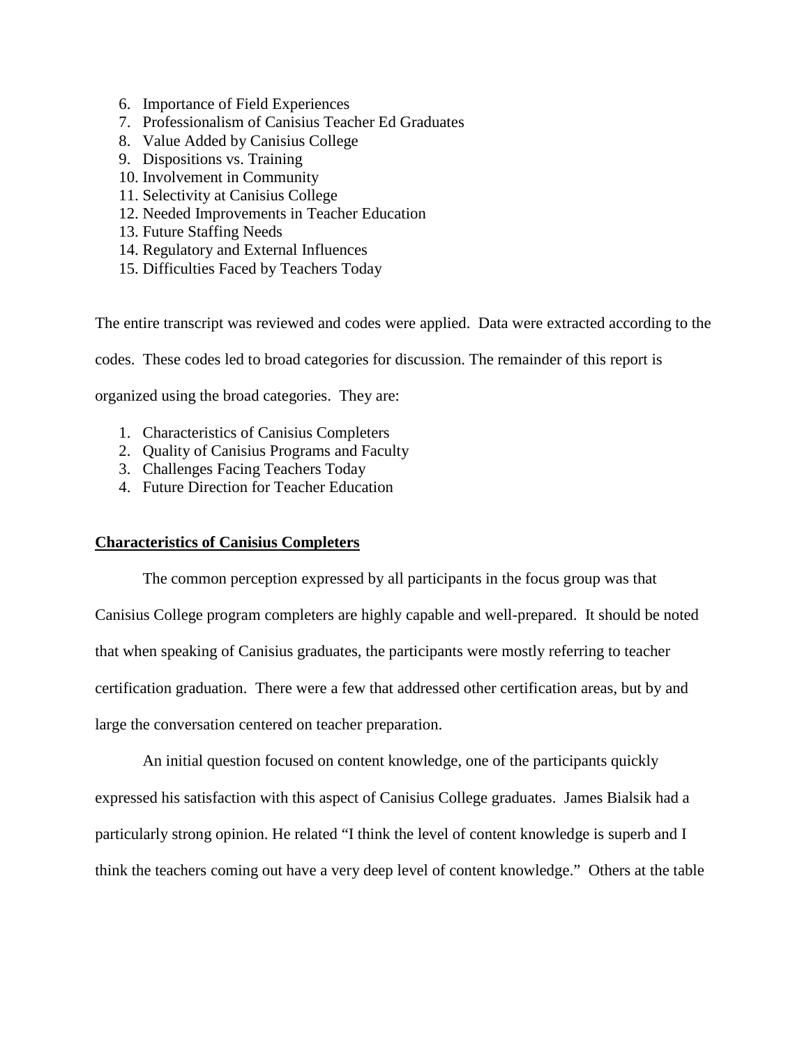6. Importance of Field Experiences
7. Professionalism of Canisius Teacher Ed Graduates
8. Value Added by Canisius College
9. Dispositions vs. Training
10. Involvement in Community
11. Selectivity at Canisius College
12. Needed Improvements in Teacher Education
13. Future Staffing Needs
14. Regulatory and External Influences
15. Difficulties Faced by Teachers Today

The entire transcript was reviewed and codes were applied. Data were extracted according to the codes. These codes led to broad categories for discussion. The remainder of this report is organized using the broad categories. They are:

1. Characteristics of Canisius Completers
2. Quality of Canisius Programs and Faculty
3. Challenges Facing Teachers Today
4. Future Direction for Teacher Education

**Characteristics of Canisius Completers**

The common perception expressed by all participants in the focus group was that Canisius College program completers are highly capable and well-prepared. It should be noted that when speaking of Canisius graduates, the participants were mostly referring to teacher certification graduation. There were a few that addressed other certification areas, but by and large the conversation centered on teacher preparation.

An initial question focused on content knowledge, one of the participants quickly expressed his satisfaction with this aspect of Canisius College graduates. James Bialsik had a particularly strong opinion. He related "I think the level of content knowledge is superb and I think the teachers coming out have a very deep level of content knowledge." Others at the table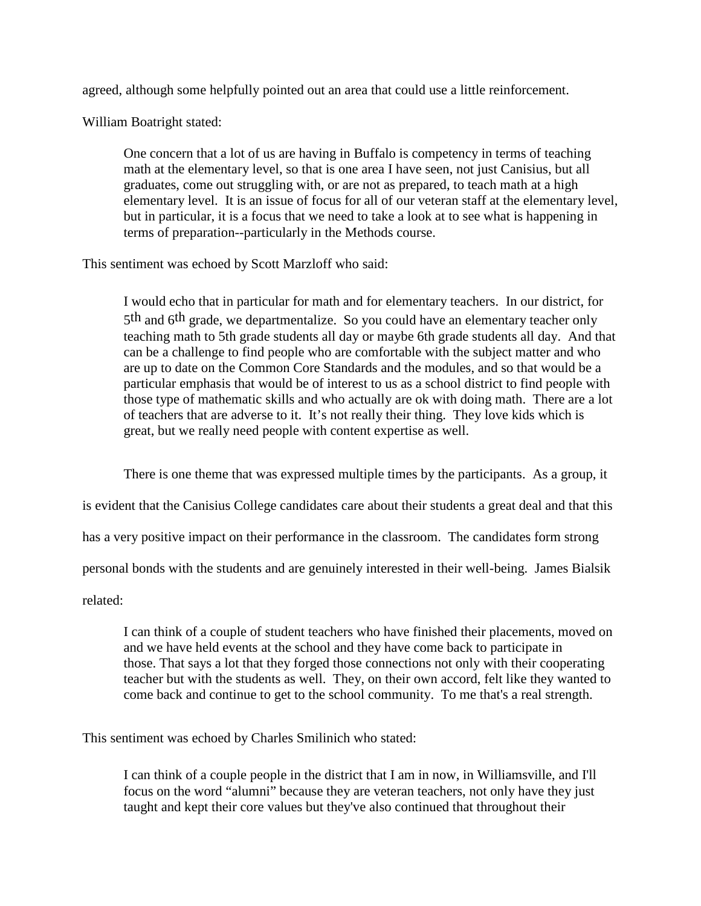agreed, although some helpfully pointed out an area that could use a little reinforcement.

William Boatright stated:

> One concern that a lot of us are having in Buffalo is competency in terms of teaching math at the elementary level, so that is one area I have seen, not just Canisius, but all graduates, come out struggling with, or are not as prepared, to teach math at a high elementary level. It is an issue of focus for all of our veteran staff at the elementary level, but in particular, it is a focus that we need to take a look at to see what is happening in terms of preparation--particularly in the Methods course.

This sentiment was echoed by Scott Marzloff who said:

> I would echo that in particular for math and for elementary teachers. In our district, for 5th and 6th grade, we departmentalize. So you could have an elementary teacher only teaching math to 5th grade students all day or maybe 6th grade students all day. And that can be a challenge to find people who are comfortable with the subject matter and who are up to date on the Common Core Standards and the modules, and so that would be a particular emphasis that would be of interest to us as a school district to find people with those type of mathematic skills and who actually are ok with doing math. There are a lot of teachers that are adverse to it. It's not really their thing. They love kids which is great, but we really need people with content expertise as well.

There is one theme that was expressed multiple times by the participants. As a group, it is evident that the Canisius College candidates care about their students a great deal and that this has a very positive impact on their performance in the classroom. The candidates form strong personal bonds with the students and are genuinely interested in their well-being. James Bialsik related:

> I can think of a couple of student teachers who have finished their placements, moved on and we have held events at the school and they have come back to participate in those. That says a lot that they forged those connections not only with their cooperating teacher but with the students as well. They, on their own accord, felt like they wanted to come back and continue to get to the school community. To me that's a real strength.

This sentiment was echoed by Charles Smilinich who stated:

> I can think of a couple people in the district that I am in now, in Williamsville, and I'll focus on the word "alumni" because they are veteran teachers, not only have they just taught and kept their core values but they've also continued that throughout their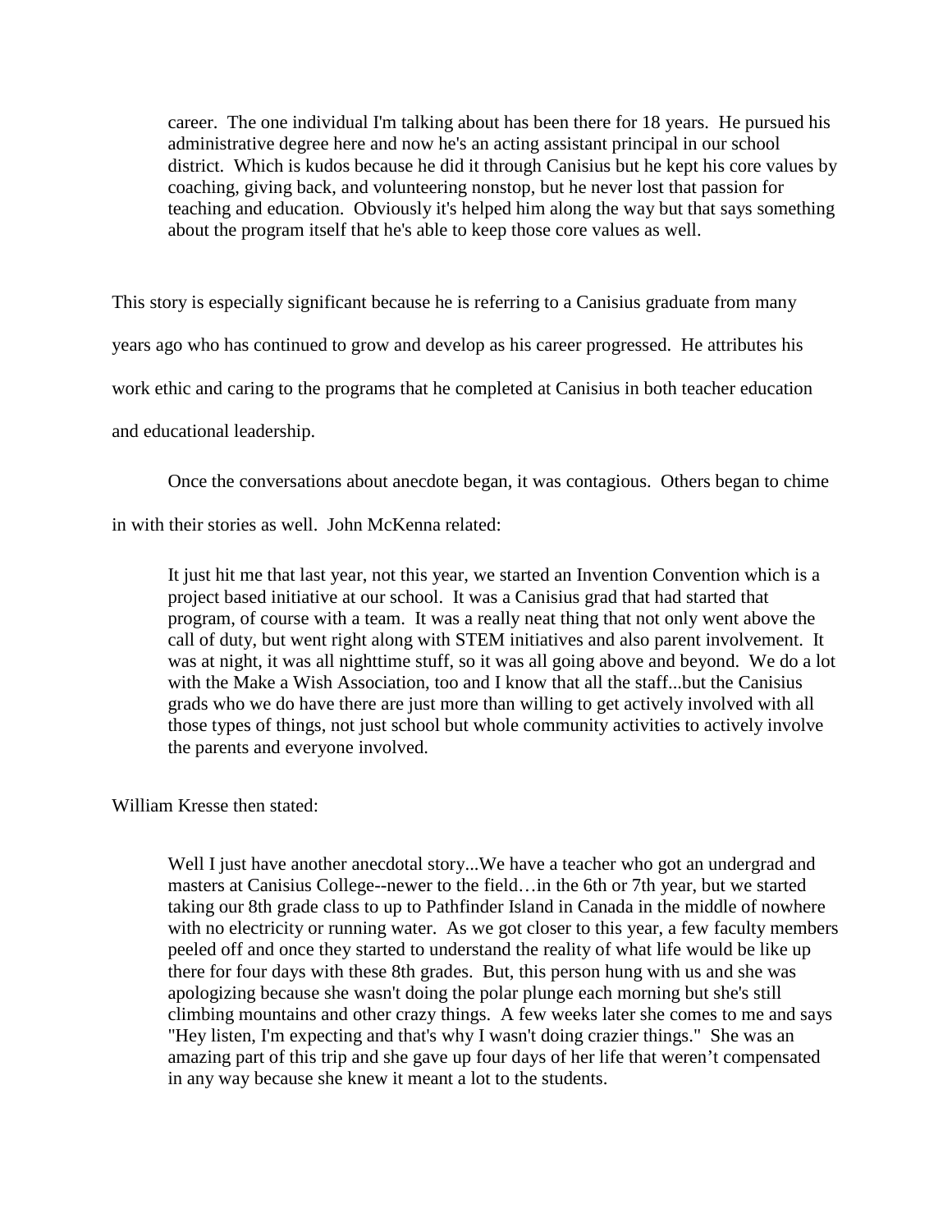> career. The one individual I'm talking about has been there for 18 years. He pursued his administrative degree here and now he's an acting assistant principal in our school district. Which is kudos because he did it through Canisius but he kept his core values by coaching, giving back, and volunteering nonstop, but he never lost that passion for teaching and education. Obviously it's helped him along the way but that says something about the program itself that he's able to keep those core values as well.

This story is especially significant because he is referring to a Canisius graduate from many years ago who has continued to grow and develop as his career progressed. He attributes his work ethic and caring to the programs that he completed at Canisius in both teacher education and educational leadership.

Once the conversations about anecdote began, it was contagious. Others began to chime in with their stories as well. John McKenna related:

> It just hit me that last year, not this year, we started an Invention Convention which is a project based initiative at our school. It was a Canisius grad that had started that program, of course with a team. It was a really neat thing that not only went above the call of duty, but went right along with STEM initiatives and also parent involvement. It was at night, it was all nighttime stuff, so it was all going above and beyond. We do a lot with the Make a Wish Association, too and I know that all the staff...but the Canisius grads who we do have there are just more than willing to get actively involved with all those types of things, not just school but whole community activities to actively involve the parents and everyone involved.

William Kresse then stated:

> Well I just have another anecdotal story...We have a teacher who got an undergrad and masters at Canisius College--newer to the field…in the 6th or 7th year, but we started taking our 8th grade class to up to Pathfinder Island in Canada in the middle of nowhere with no electricity or running water. As we got closer to this year, a few faculty members peeled off and once they started to understand the reality of what life would be like up there for four days with these 8th grades. But, this person hung with us and she was apologizing because she wasn't doing the polar plunge each morning but she's still climbing mountains and other crazy things. A few weeks later she comes to me and says "Hey listen, I'm expecting and that's why I wasn't doing crazier things." She was an amazing part of this trip and she gave up four days of her life that weren't compensated in any way because she knew it meant a lot to the students.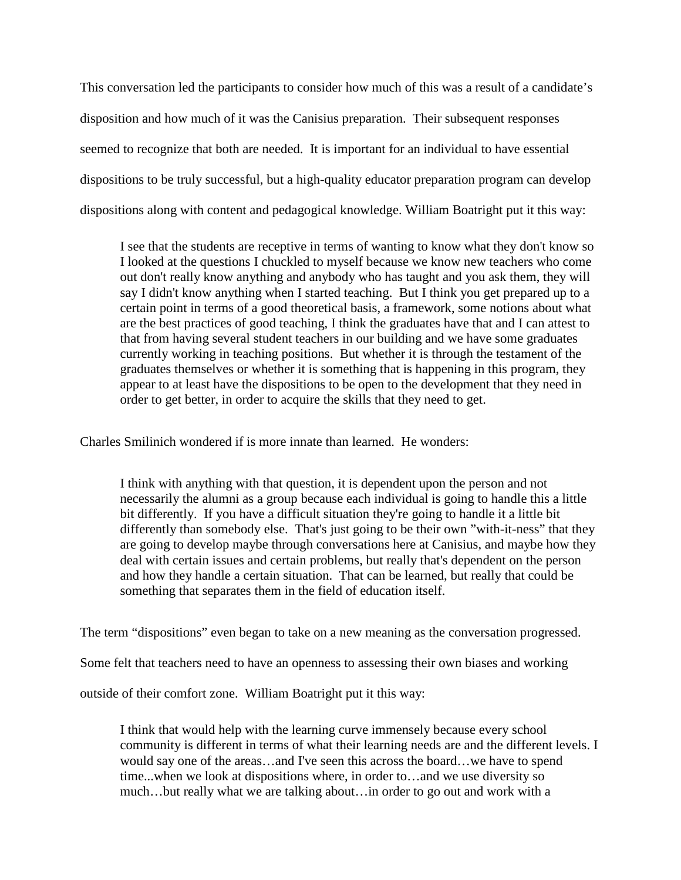This conversation led the participants to consider how much of this was a result of a candidate's disposition and how much of it was the Canisius preparation. Their subsequent responses seemed to recognize that both are needed. It is important for an individual to have essential dispositions to be truly successful, but a high-quality educator preparation program can develop dispositions along with content and pedagogical knowledge. William Boatright put it this way:

> I see that the students are receptive in terms of wanting to know what they don't know so I looked at the questions I chuckled to myself because we know new teachers who come out don't really know anything and anybody who has taught and you ask them, they will say I didn't know anything when I started teaching. But I think you get prepared up to a certain point in terms of a good theoretical basis, a framework, some notions about what are the best practices of good teaching, I think the graduates have that and I can attest to that from having several student teachers in our building and we have some graduates currently working in teaching positions. But whether it is through the testament of the graduates themselves or whether it is something that is happening in this program, they appear to at least have the dispositions to be open to the development that they need in order to get better, in order to acquire the skills that they need to get.

Charles Smilinich wondered if is more innate than learned. He wonders:

> I think with anything with that question, it is dependent upon the person and not necessarily the alumni as a group because each individual is going to handle this a little bit differently. If you have a difficult situation they're going to handle it a little bit differently than somebody else. That's just going to be their own "with-it-ness" that they are going to develop maybe through conversations here at Canisius, and maybe how they deal with certain issues and certain problems, but really that's dependent on the person and how they handle a certain situation. That can be learned, but really that could be something that separates them in the field of education itself.

The term "dispositions" even began to take on a new meaning as the conversation progressed. Some felt that teachers need to have an openness to assessing their own biases and working outside of their comfort zone. William Boatright put it this way:

> I think that would help with the learning curve immensely because every school community is different in terms of what their learning needs are and the different levels. I would say one of the areas…and I've seen this across the board…we have to spend time...when we look at dispositions where, in order to…and we use diversity so much…but really what we are talking about…in order to go out and work with a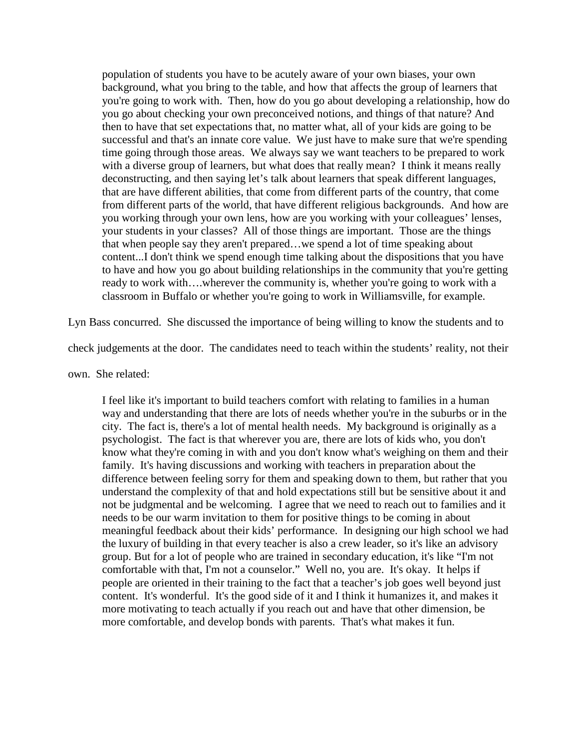> population of students you have to be acutely aware of your own biases, your own background, what you bring to the table, and how that affects the group of learners that you're going to work with. Then, how do you go about developing a relationship, how do you go about checking your own preconceived notions, and things of that nature? And then to have that set expectations that, no matter what, all of your kids are going to be successful and that's an innate core value. We just have to make sure that we're spending time going through those areas. We always say we want teachers to be prepared to work with a diverse group of learners, but what does that really mean? I think it means really deconstructing, and then saying let's talk about learners that speak different languages, that are have different abilities, that come from different parts of the country, that come from different parts of the world, that have different religious backgrounds. And how are you working through your own lens, how are you working with your colleagues' lenses, your students in your classes? All of those things are important. Those are the things that when people say they aren't prepared…we spend a lot of time speaking about content...I don't think we spend enough time talking about the dispositions that you have to have and how you go about building relationships in the community that you're getting ready to work with….wherever the community is, whether you're going to work with a classroom in Buffalo or whether you're going to work in Williamsville, for example.

Lyn Bass concurred. She discussed the importance of being willing to know the students and to check judgements at the door. The candidates need to teach within the students' reality, not their own. She related:

> I feel like it's important to build teachers comfort with relating to families in a human way and understanding that there are lots of needs whether you're in the suburbs or in the city. The fact is, there's a lot of mental health needs. My background is originally as a psychologist. The fact is that wherever you are, there are lots of kids who, you don't know what they're coming in with and you don't know what's weighing on them and their family. It's having discussions and working with teachers in preparation about the difference between feeling sorry for them and speaking down to them, but rather that you understand the complexity of that and hold expectations still but be sensitive about it and not be judgmental and be welcoming. I agree that we need to reach out to families and it needs to be our warm invitation to them for positive things to be coming in about meaningful feedback about their kids' performance. In designing our high school we had the luxury of building in that every teacher is also a crew leader, so it's like an advisory group. But for a lot of people who are trained in secondary education, it's like "I'm not comfortable with that, I'm not a counselor." Well no, you are. It's okay. It helps if people are oriented in their training to the fact that a teacher's job goes well beyond just content. It's wonderful. It's the good side of it and I think it humanizes it, and makes it more motivating to teach actually if you reach out and have that other dimension, be more comfortable, and develop bonds with parents. That's what makes it fun.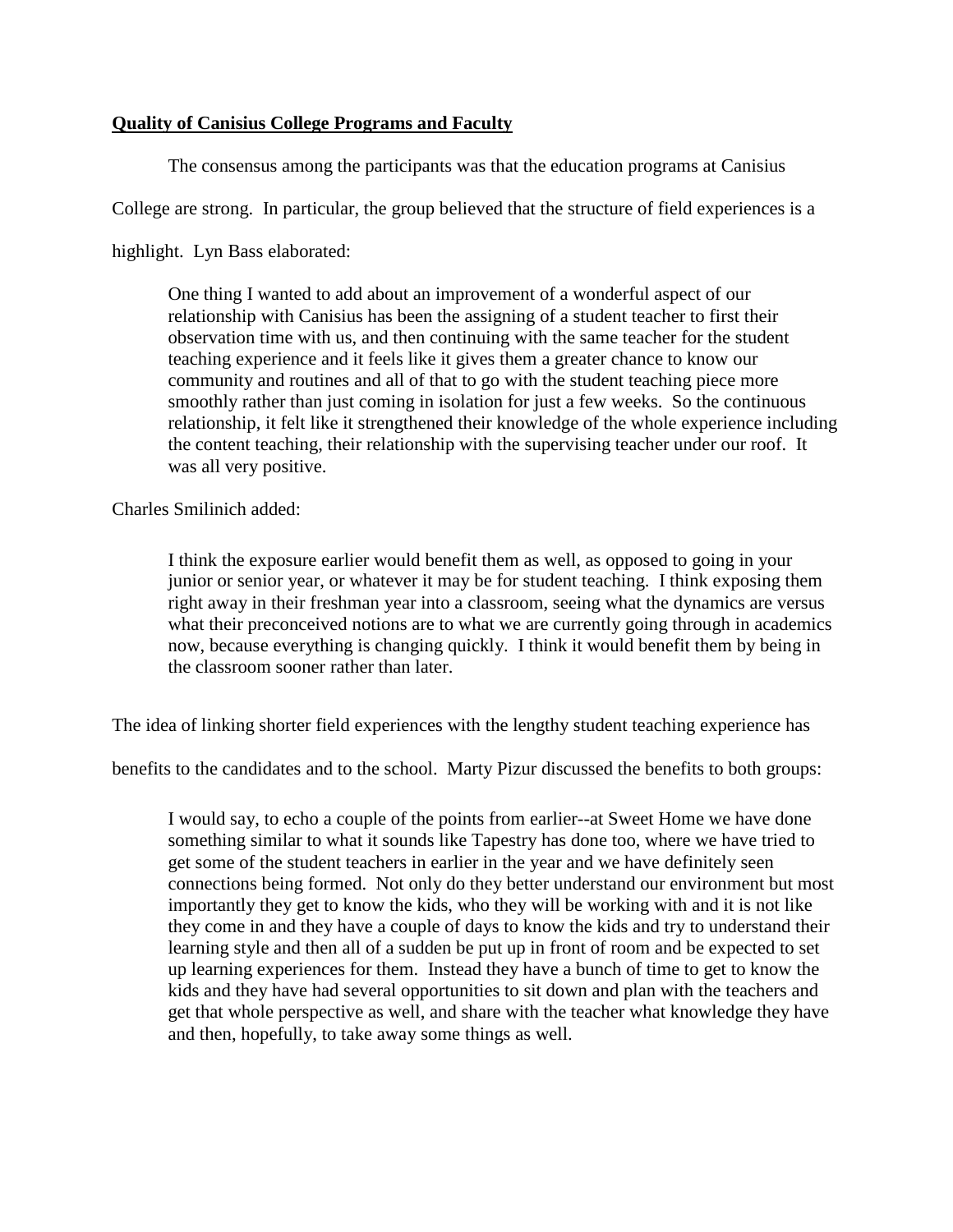**Quality of Canisius College Programs and Faculty**

The consensus among the participants was that the education programs at Canisius College are strong. In particular, the group believed that the structure of field experiences is a highlight. Lyn Bass elaborated:

> One thing I wanted to add about an improvement of a wonderful aspect of our relationship with Canisius has been the assigning of a student teacher to first their observation time with us, and then continuing with the same teacher for the student teaching experience and it feels like it gives them a greater chance to know our community and routines and all of that to go with the student teaching piece more smoothly rather than just coming in isolation for just a few weeks. So the continuous relationship, it felt like it strengthened their knowledge of the whole experience including the content teaching, their relationship with the supervising teacher under our roof. It was all very positive.

Charles Smilinich added:

> I think the exposure earlier would benefit them as well, as opposed to going in your junior or senior year, or whatever it may be for student teaching. I think exposing them right away in their freshman year into a classroom, seeing what the dynamics are versus what their preconceived notions are to what we are currently going through in academics now, because everything is changing quickly. I think it would benefit them by being in the classroom sooner rather than later.

The idea of linking shorter field experiences with the lengthy student teaching experience has benefits to the candidates and to the school. Marty Pizur discussed the benefits to both groups:

> I would say, to echo a couple of the points from earlier--at Sweet Home we have done something similar to what it sounds like Tapestry has done too, where we have tried to get some of the student teachers in earlier in the year and we have definitely seen connections being formed. Not only do they better understand our environment but most importantly they get to know the kids, who they will be working with and it is not like they come in and they have a couple of days to know the kids and try to understand their learning style and then all of a sudden be put up in front of room and be expected to set up learning experiences for them. Instead they have a bunch of time to get to know the kids and they have had several opportunities to sit down and plan with the teachers and get that whole perspective as well, and share with the teacher what knowledge they have and then, hopefully, to take away some things as well.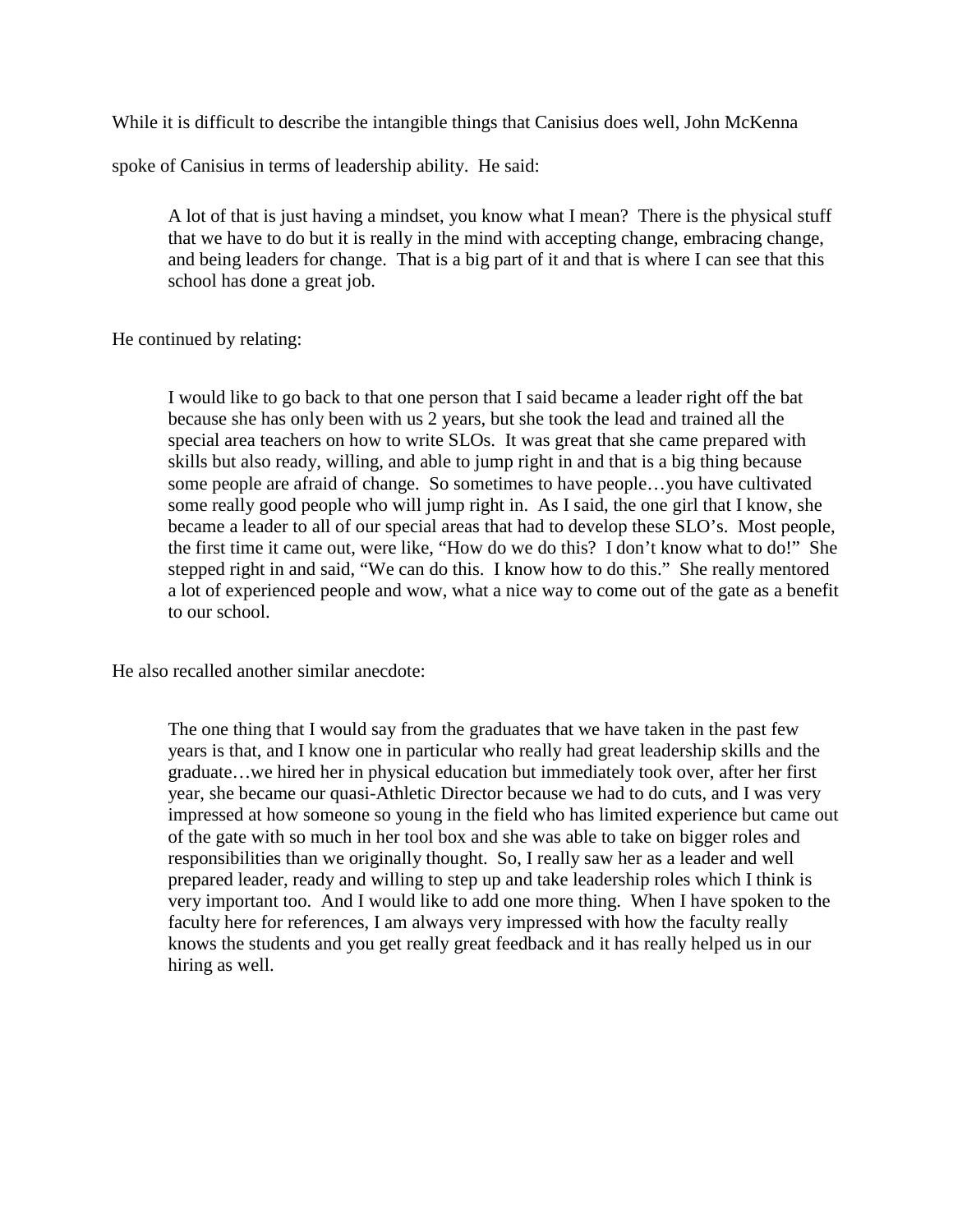While it is difficult to describe the intangible things that Canisius does well, John McKenna spoke of Canisius in terms of leadership ability. He said:

> A lot of that is just having a mindset, you know what I mean? There is the physical stuff that we have to do but it is really in the mind with accepting change, embracing change, and being leaders for change. That is a big part of it and that is where I can see that this school has done a great job.

He continued by relating:

> I would like to go back to that one person that I said became a leader right off the bat because she has only been with us 2 years, but she took the lead and trained all the special area teachers on how to write SLOs. It was great that she came prepared with skills but also ready, willing, and able to jump right in and that is a big thing because some people are afraid of change. So sometimes to have people…you have cultivated some really good people who will jump right in. As I said, the one girl that I know, she became a leader to all of our special areas that had to develop these SLO's. Most people, the first time it came out, were like, "How do we do this? I don't know what to do!" She stepped right in and said, "We can do this. I know how to do this." She really mentored a lot of experienced people and wow, what a nice way to come out of the gate as a benefit to our school.

He also recalled another similar anecdote:

> The one thing that I would say from the graduates that we have taken in the past few years is that, and I know one in particular who really had great leadership skills and the graduate…we hired her in physical education but immediately took over, after her first year, she became our quasi-Athletic Director because we had to do cuts, and I was very impressed at how someone so young in the field who has limited experience but came out of the gate with so much in her tool box and she was able to take on bigger roles and responsibilities than we originally thought. So, I really saw her as a leader and well prepared leader, ready and willing to step up and take leadership roles which I think is very important too. And I would like to add one more thing. When I have spoken to the faculty here for references, I am always very impressed with how the faculty really knows the students and you get really great feedback and it has really helped us in our hiring as well.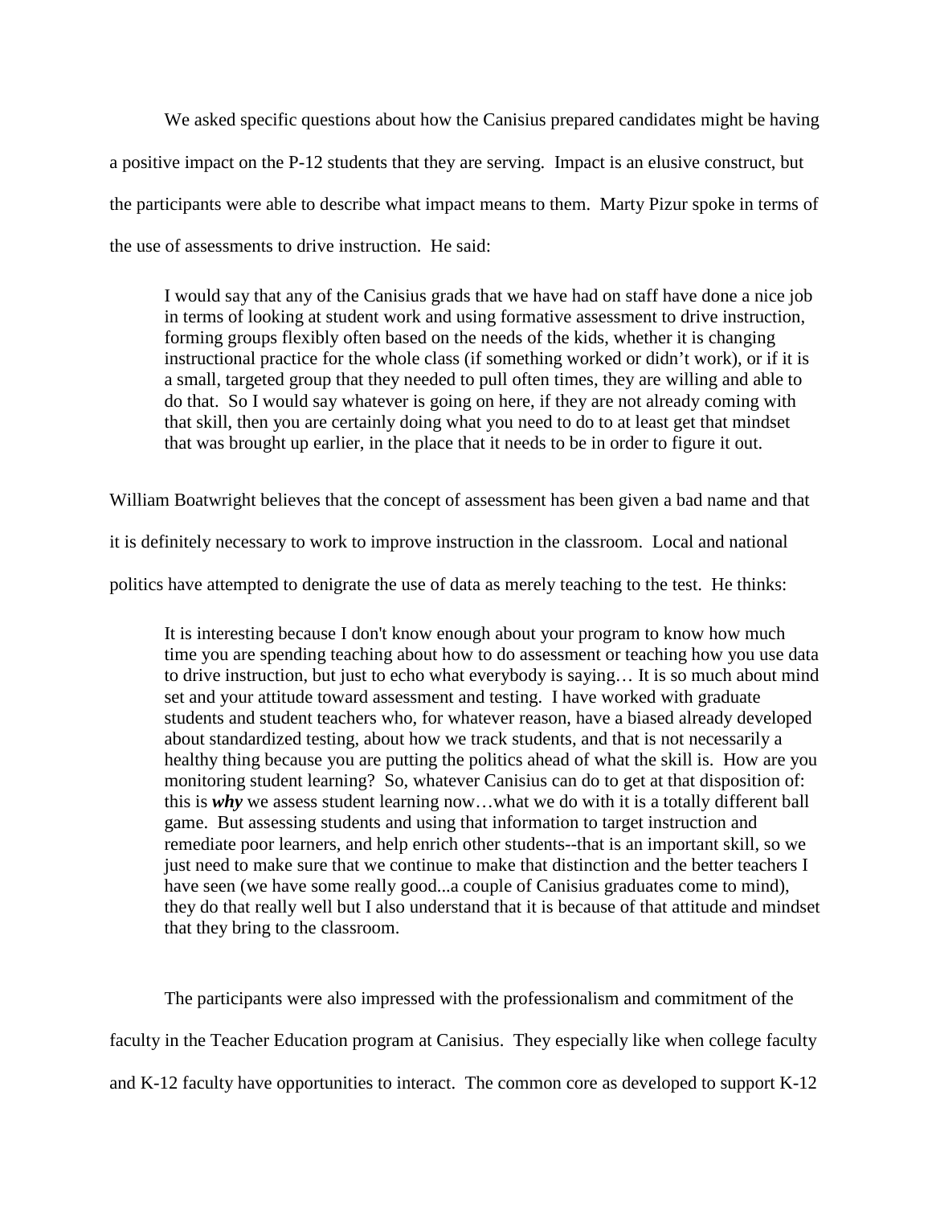We asked specific questions about how the Canisius prepared candidates might be having a positive impact on the P-12 students that they are serving. Impact is an elusive construct, but the participants were able to describe what impact means to them. Marty Pizur spoke in terms of the use of assessments to drive instruction. He said:

> I would say that any of the Canisius grads that we have had on staff have done a nice job in terms of looking at student work and using formative assessment to drive instruction, forming groups flexibly often based on the needs of the kids, whether it is changing instructional practice for the whole class (if something worked or didn't work), or if it is a small, targeted group that they needed to pull often times, they are willing and able to do that. So I would say whatever is going on here, if they are not already coming with that skill, then you are certainly doing what you need to do to at least get that mindset that was brought up earlier, in the place that it needs to be in order to figure it out.

William Boatwright believes that the concept of assessment has been given a bad name and that it is definitely necessary to work to improve instruction in the classroom. Local and national politics have attempted to denigrate the use of data as merely teaching to the test. He thinks:

> It is interesting because I don't know enough about your program to know how much time you are spending teaching about how to do assessment or teaching how you use data to drive instruction, but just to echo what everybody is saying… It is so much about mind set and your attitude toward assessment and testing. I have worked with graduate students and student teachers who, for whatever reason, have a biased already developed about standardized testing, about how we track students, and that is not necessarily a healthy thing because you are putting the politics ahead of what the skill is. How are you monitoring student learning? So, whatever Canisius can do to get at that disposition of: this is ***why*** we assess student learning now…what we do with it is a totally different ball game. But assessing students and using that information to target instruction and remediate poor learners, and help enrich other students--that is an important skill, so we just need to make sure that we continue to make that distinction and the better teachers I have seen (we have some really good...a couple of Canisius graduates come to mind), they do that really well but I also understand that it is because of that attitude and mindset that they bring to the classroom.

The participants were also impressed with the professionalism and commitment of the faculty in the Teacher Education program at Canisius. They especially like when college faculty and K-12 faculty have opportunities to interact. The common core as developed to support K-12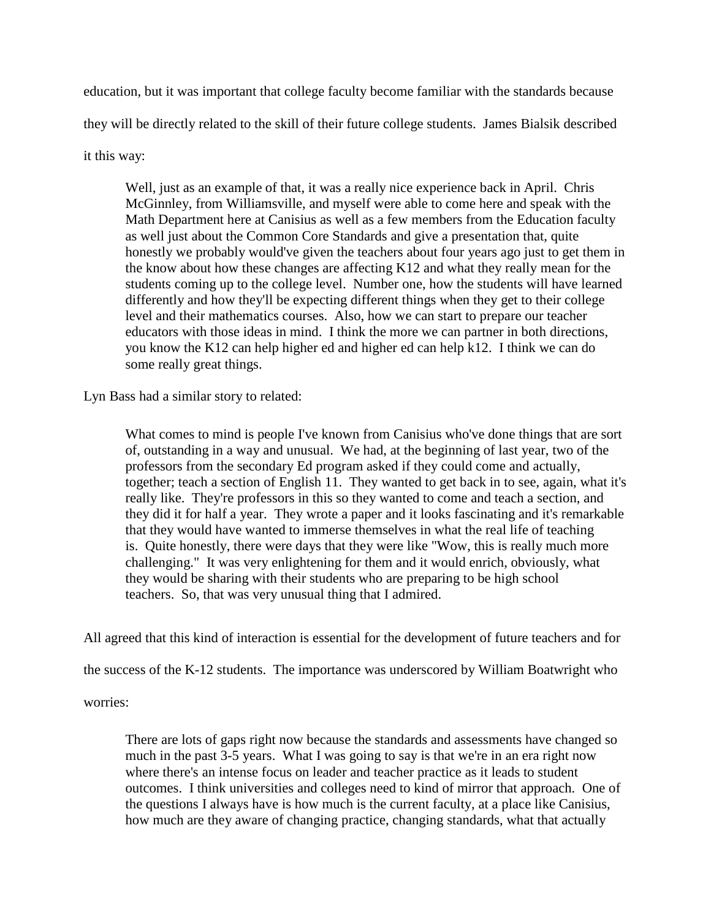education, but it was important that college faculty become familiar with the standards because they will be directly related to the skill of their future college students. James Bialsik described it this way:

> Well, just as an example of that, it was a really nice experience back in April. Chris McGinnley, from Williamsville, and myself were able to come here and speak with the Math Department here at Canisius as well as a few members from the Education faculty as well just about the Common Core Standards and give a presentation that, quite honestly we probably would've given the teachers about four years ago just to get them in the know about how these changes are affecting K12 and what they really mean for the students coming up to the college level. Number one, how the students will have learned differently and how they'll be expecting different things when they get to their college level and their mathematics courses. Also, how we can start to prepare our teacher educators with those ideas in mind. I think the more we can partner in both directions, you know the K12 can help higher ed and higher ed can help k12. I think we can do some really great things.

Lyn Bass had a similar story to related:

> What comes to mind is people I've known from Canisius who've done things that are sort of, outstanding in a way and unusual. We had, at the beginning of last year, two of the professors from the secondary Ed program asked if they could come and actually, together; teach a section of English 11. They wanted to get back in to see, again, what it's really like. They're professors in this so they wanted to come and teach a section, and they did it for half a year. They wrote a paper and it looks fascinating and it's remarkable that they would have wanted to immerse themselves in what the real life of teaching is. Quite honestly, there were days that they were like "Wow, this is really much more challenging." It was very enlightening for them and it would enrich, obviously, what they would be sharing with their students who are preparing to be high school teachers. So, that was very unusual thing that I admired.

All agreed that this kind of interaction is essential for the development of future teachers and for the success of the K-12 students. The importance was underscored by William Boatwright who worries:

> There are lots of gaps right now because the standards and assessments have changed so much in the past 3-5 years. What I was going to say is that we're in an era right now where there's an intense focus on leader and teacher practice as it leads to student outcomes. I think universities and colleges need to kind of mirror that approach. One of the questions I always have is how much is the current faculty, at a place like Canisius, how much are they aware of changing practice, changing standards, what that actually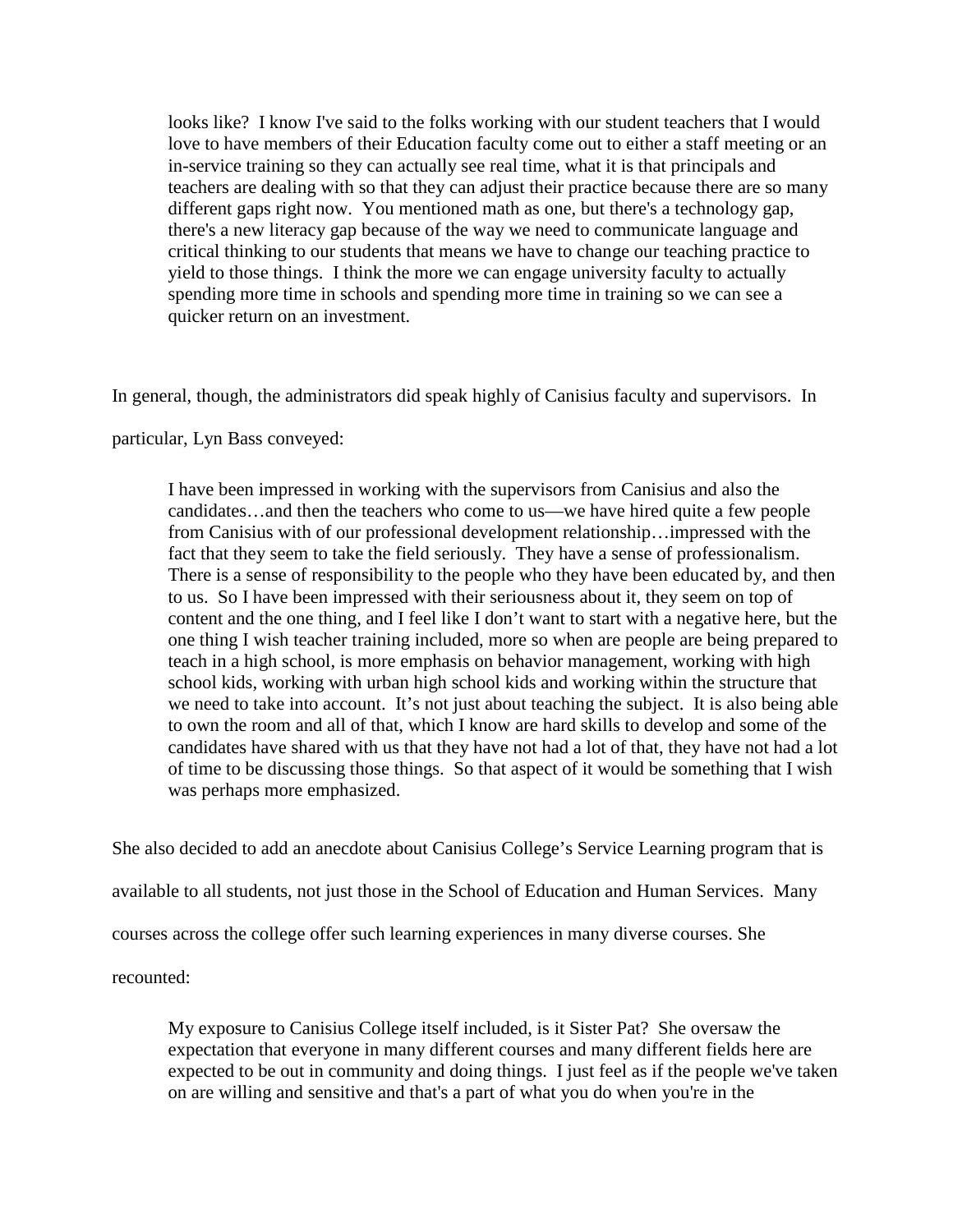> looks like? I know I've said to the folks working with our student teachers that I would love to have members of their Education faculty come out to either a staff meeting or an in-service training so they can actually see real time, what it is that principals and teachers are dealing with so that they can adjust their practice because there are so many different gaps right now. You mentioned math as one, but there's a technology gap, there's a new literacy gap because of the way we need to communicate language and critical thinking to our students that means we have to change our teaching practice to yield to those things. I think the more we can engage university faculty to actually spending more time in schools and spending more time in training so we can see a quicker return on an investment.

In general, though, the administrators did speak highly of Canisius faculty and supervisors. In particular, Lyn Bass conveyed:

> I have been impressed in working with the supervisors from Canisius and also the candidates…and then the teachers who come to us—we have hired quite a few people from Canisius with of our professional development relationship…impressed with the fact that they seem to take the field seriously. They have a sense of professionalism. There is a sense of responsibility to the people who they have been educated by, and then to us. So I have been impressed with their seriousness about it, they seem on top of content and the one thing, and I feel like I don't want to start with a negative here, but the one thing I wish teacher training included, more so when are people are being prepared to teach in a high school, is more emphasis on behavior management, working with high school kids, working with urban high school kids and working within the structure that we need to take into account. It's not just about teaching the subject. It is also being able to own the room and all of that, which I know are hard skills to develop and some of the candidates have shared with us that they have not had a lot of that, they have not had a lot of time to be discussing those things. So that aspect of it would be something that I wish was perhaps more emphasized.

She also decided to add an anecdote about Canisius College's Service Learning program that is available to all students, not just those in the School of Education and Human Services. Many courses across the college offer such learning experiences in many diverse courses. She recounted:

> My exposure to Canisius College itself included, is it Sister Pat? She oversaw the expectation that everyone in many different courses and many different fields here are expected to be out in community and doing things. I just feel as if the people we've taken on are willing and sensitive and that's a part of what you do when you're in the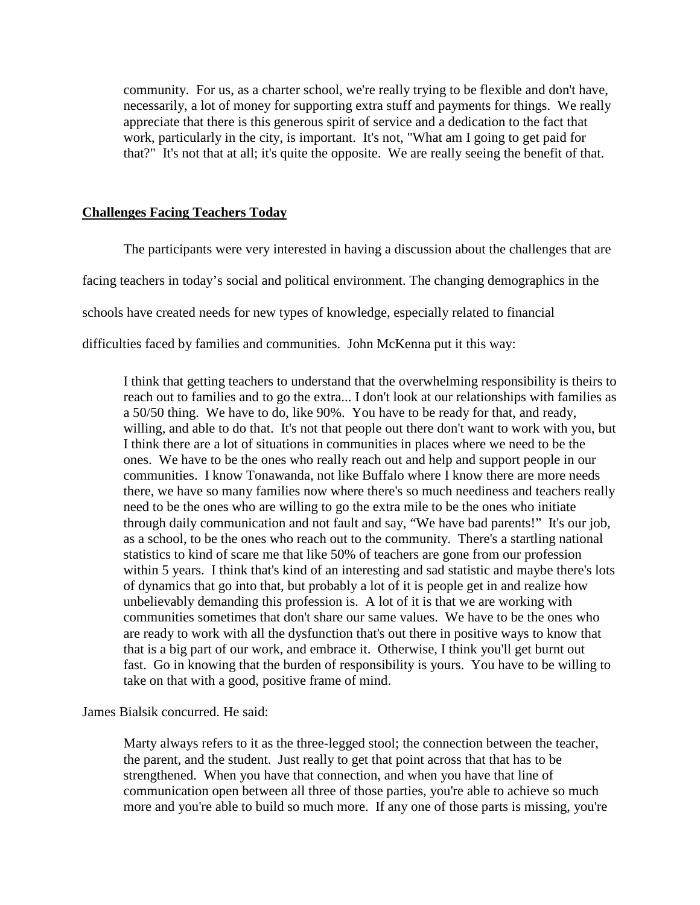> community. For us, as a charter school, we're really trying to be flexible and don't have, necessarily, a lot of money for supporting extra stuff and payments for things. We really appreciate that there is this generous spirit of service and a dedication to the fact that work, particularly in the city, is important. It's not, "What am I going to get paid for that?" It's not that at all; it's quite the opposite. We are really seeing the benefit of that.

## Challenges Facing Teachers Today

The participants were very interested in having a discussion about the challenges that are facing teachers in today's social and political environment. The changing demographics in the schools have created needs for new types of knowledge, especially related to financial difficulties faced by families and communities. John McKenna put it this way:

> I think that getting teachers to understand that the overwhelming responsibility is theirs to reach out to families and to go the extra... I don't look at our relationships with families as a 50/50 thing. We have to do, like 90%. You have to be ready for that, and ready, willing, and able to do that. It's not that people out there don't want to work with you, but I think there are a lot of situations in communities in places where we need to be the ones. We have to be the ones who really reach out and help and support people in our communities. I know Tonawanda, not like Buffalo where I know there are more needs there, we have so many families now where there's so much neediness and teachers really need to be the ones who are willing to go the extra mile to be the ones who initiate through daily communication and not fault and say, "We have bad parents!" It's our job, as a school, to be the ones who reach out to the community. There's a startling national statistics to kind of scare me that like 50% of teachers are gone from our profession within 5 years. I think that's kind of an interesting and sad statistic and maybe there's lots of dynamics that go into that, but probably a lot of it is people get in and realize how unbelievably demanding this profession is. A lot of it is that we are working with communities sometimes that don't share our same values. We have to be the ones who are ready to work with all the dysfunction that's out there in positive ways to know that that is a big part of our work, and embrace it. Otherwise, I think you'll get burnt out fast. Go in knowing that the burden of responsibility is yours. You have to be willing to take on that with a good, positive frame of mind.

James Bialsik concurred. He said:

> Marty always refers to it as the three-legged stool; the connection between the teacher, the parent, and the student. Just really to get that point across that that has to be strengthened. When you have that connection, and when you have that line of communication open between all three of those parties, you're able to achieve so much more and you're able to build so much more. If any one of those parts is missing, you're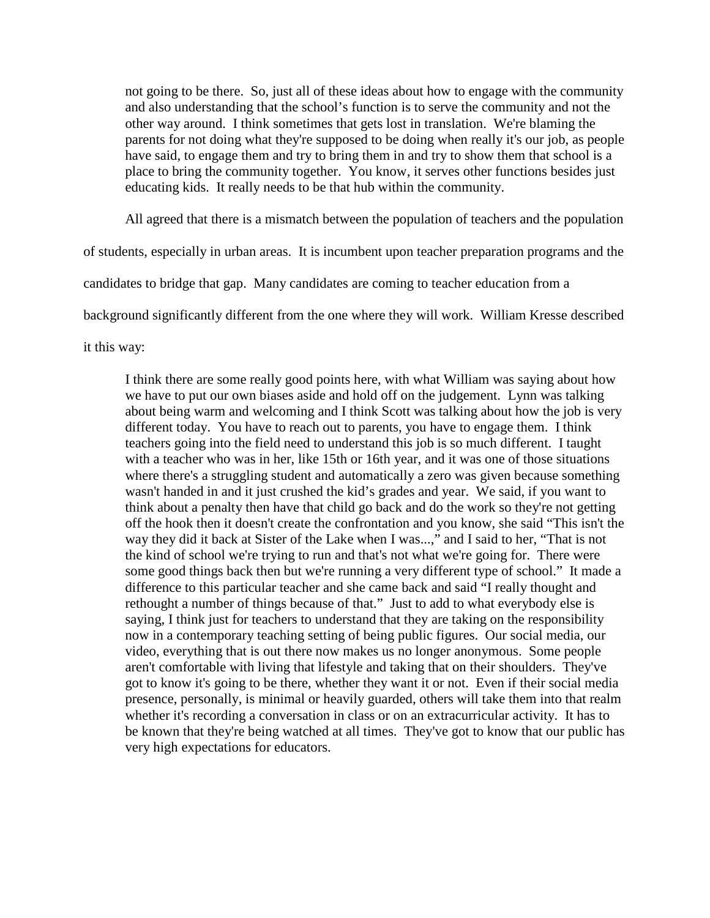> not going to be there. So, just all of these ideas about how to engage with the community and also understanding that the school's function is to serve the community and not the other way around. I think sometimes that gets lost in translation. We're blaming the parents for not doing what they're supposed to be doing when really it's our job, as people have said, to engage them and try to bring them in and try to show them that school is a place to bring the community together. You know, it serves other functions besides just educating kids. It really needs to be that hub within the community.

All agreed that there is a mismatch between the population of teachers and the population of students, especially in urban areas. It is incumbent upon teacher preparation programs and the candidates to bridge that gap. Many candidates are coming to teacher education from a background significantly different from the one where they will work. William Kresse described it this way:

> I think there are some really good points here, with what William was saying about how we have to put our own biases aside and hold off on the judgement. Lynn was talking about being warm and welcoming and I think Scott was talking about how the job is very different today. You have to reach out to parents, you have to engage them. I think teachers going into the field need to understand this job is so much different. I taught with a teacher who was in her, like 15th or 16th year, and it was one of those situations where there's a struggling student and automatically a zero was given because something wasn't handed in and it just crushed the kid's grades and year. We said, if you want to think about a penalty then have that child go back and do the work so they're not getting off the hook then it doesn't create the confrontation and you know, she said "This isn't the way they did it back at Sister of the Lake when I was...," and I said to her, "That is not the kind of school we're trying to run and that's not what we're going for. There were some good things back then but we're running a very different type of school." It made a difference to this particular teacher and she came back and said "I really thought and rethought a number of things because of that." Just to add to what everybody else is saying, I think just for teachers to understand that they are taking on the responsibility now in a contemporary teaching setting of being public figures. Our social media, our video, everything that is out there now makes us no longer anonymous. Some people aren't comfortable with living that lifestyle and taking that on their shoulders. They've got to know it's going to be there, whether they want it or not. Even if their social media presence, personally, is minimal or heavily guarded, others will take them into that realm whether it's recording a conversation in class or on an extracurricular activity. It has to be known that they're being watched at all times. They've got to know that our public has very high expectations for educators.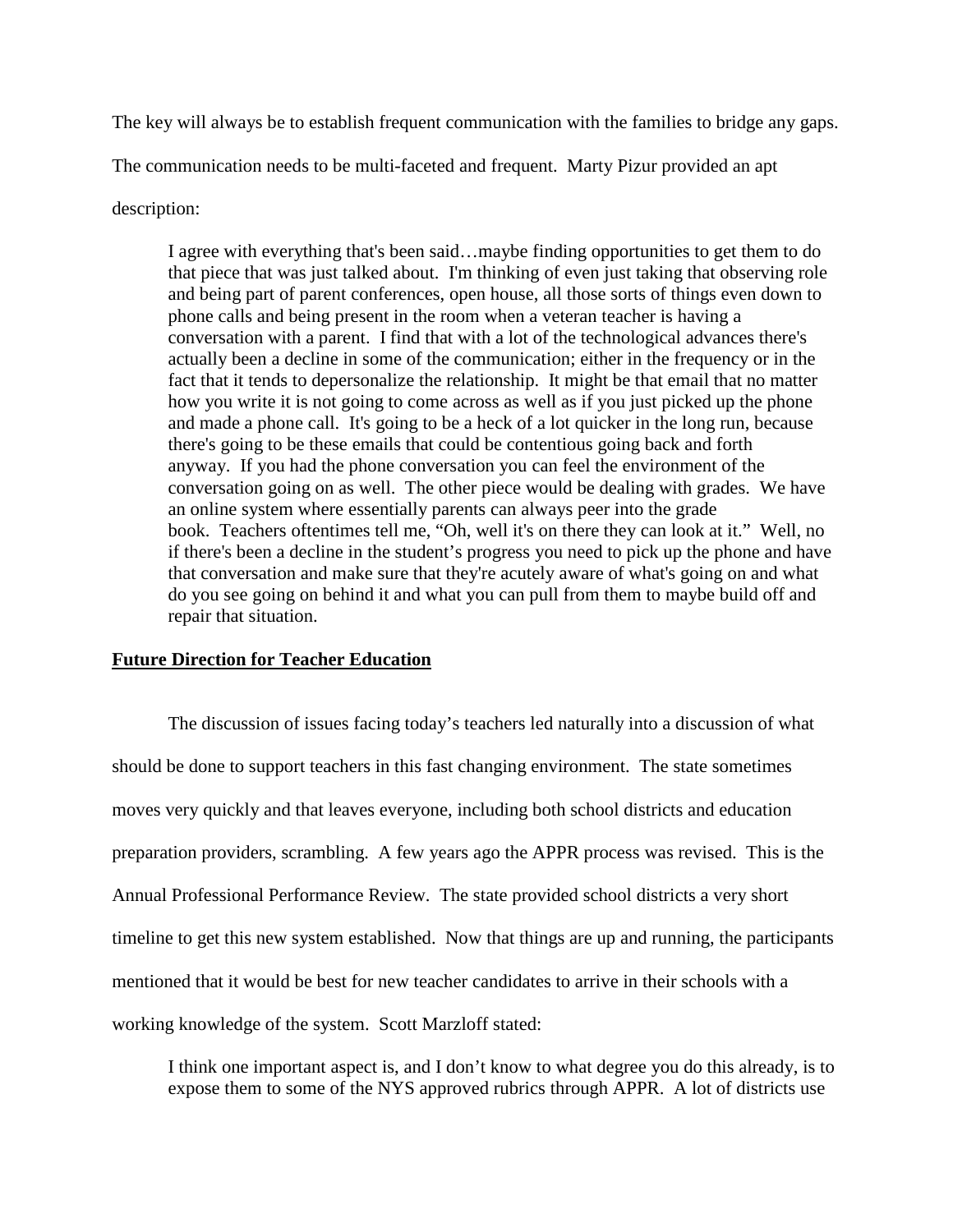The key will always be to establish frequent communication with the families to bridge any gaps. The communication needs to be multi-faceted and frequent. Marty Pizur provided an apt description:

> I agree with everything that's been said…maybe finding opportunities to get them to do that piece that was just talked about. I'm thinking of even just taking that observing role and being part of parent conferences, open house, all those sorts of things even down to phone calls and being present in the room when a veteran teacher is having a conversation with a parent. I find that with a lot of the technological advances there's actually been a decline in some of the communication; either in the frequency or in the fact that it tends to depersonalize the relationship. It might be that email that no matter how you write it is not going to come across as well as if you just picked up the phone and made a phone call. It's going to be a heck of a lot quicker in the long run, because there's going to be these emails that could be contentious going back and forth anyway. If you had the phone conversation you can feel the environment of the conversation going on as well. The other piece would be dealing with grades. We have an online system where essentially parents can always peer into the grade book. Teachers oftentimes tell me, "Oh, well it's on there they can look at it." Well, no if there's been a decline in the student's progress you need to pick up the phone and have that conversation and make sure that they're acutely aware of what's going on and what do you see going on behind it and what you can pull from them to maybe build off and repair that situation.

## Future Direction for Teacher Education

The discussion of issues facing today's teachers led naturally into a discussion of what should be done to support teachers in this fast changing environment. The state sometimes moves very quickly and that leaves everyone, including both school districts and education preparation providers, scrambling. A few years ago the APPR process was revised. This is the Annual Professional Performance Review. The state provided school districts a very short timeline to get this new system established. Now that things are up and running, the participants mentioned that it would be best for new teacher candidates to arrive in their schools with a working knowledge of the system. Scott Marzloff stated:

> I think one important aspect is, and I don't know to what degree you do this already, is to expose them to some of the NYS approved rubrics through APPR. A lot of districts use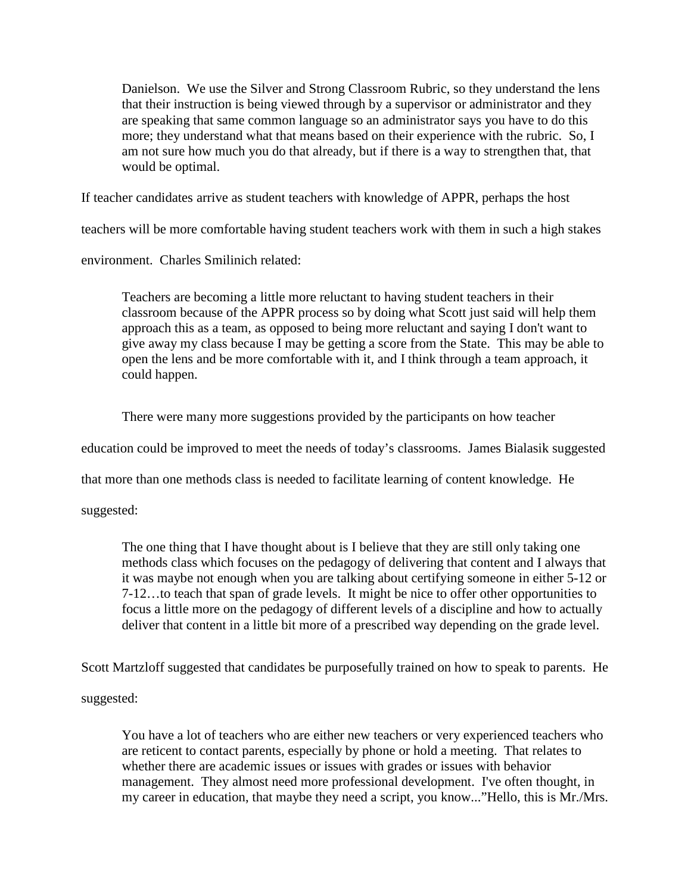> Danielson. We use the Silver and Strong Classroom Rubric, so they understand the lens that their instruction is being viewed through by a supervisor or administrator and they are speaking that same common language so an administrator says you have to do this more; they understand what that means based on their experience with the rubric. So, I am not sure how much you do that already, but if there is a way to strengthen that, that would be optimal.

If teacher candidates arrive as student teachers with knowledge of APPR, perhaps the host teachers will be more comfortable having student teachers work with them in such a high stakes environment. Charles Smilinich related:

> Teachers are becoming a little more reluctant to having student teachers in their classroom because of the APPR process so by doing what Scott just said will help them approach this as a team, as opposed to being more reluctant and saying I don't want to give away my class because I may be getting a score from the State. This may be able to open the lens and be more comfortable with it, and I think through a team approach, it could happen.

There were many more suggestions provided by the participants on how teacher education could be improved to meet the needs of today's classrooms. James Bialasik suggested that more than one methods class is needed to facilitate learning of content knowledge. He suggested:

> The one thing that I have thought about is I believe that they are still only taking one methods class which focuses on the pedagogy of delivering that content and I always that it was maybe not enough when you are talking about certifying someone in either 5-12 or 7-12…to teach that span of grade levels. It might be nice to offer other opportunities to focus a little more on the pedagogy of different levels of a discipline and how to actually deliver that content in a little bit more of a prescribed way depending on the grade level.

Scott Martzloff suggested that candidates be purposefully trained on how to speak to parents. He suggested:

> You have a lot of teachers who are either new teachers or very experienced teachers who are reticent to contact parents, especially by phone or hold a meeting. That relates to whether there are academic issues or issues with grades or issues with behavior management. They almost need more professional development. I've often thought, in my career in education, that maybe they need a script, you know..."Hello, this is Mr./Mrs.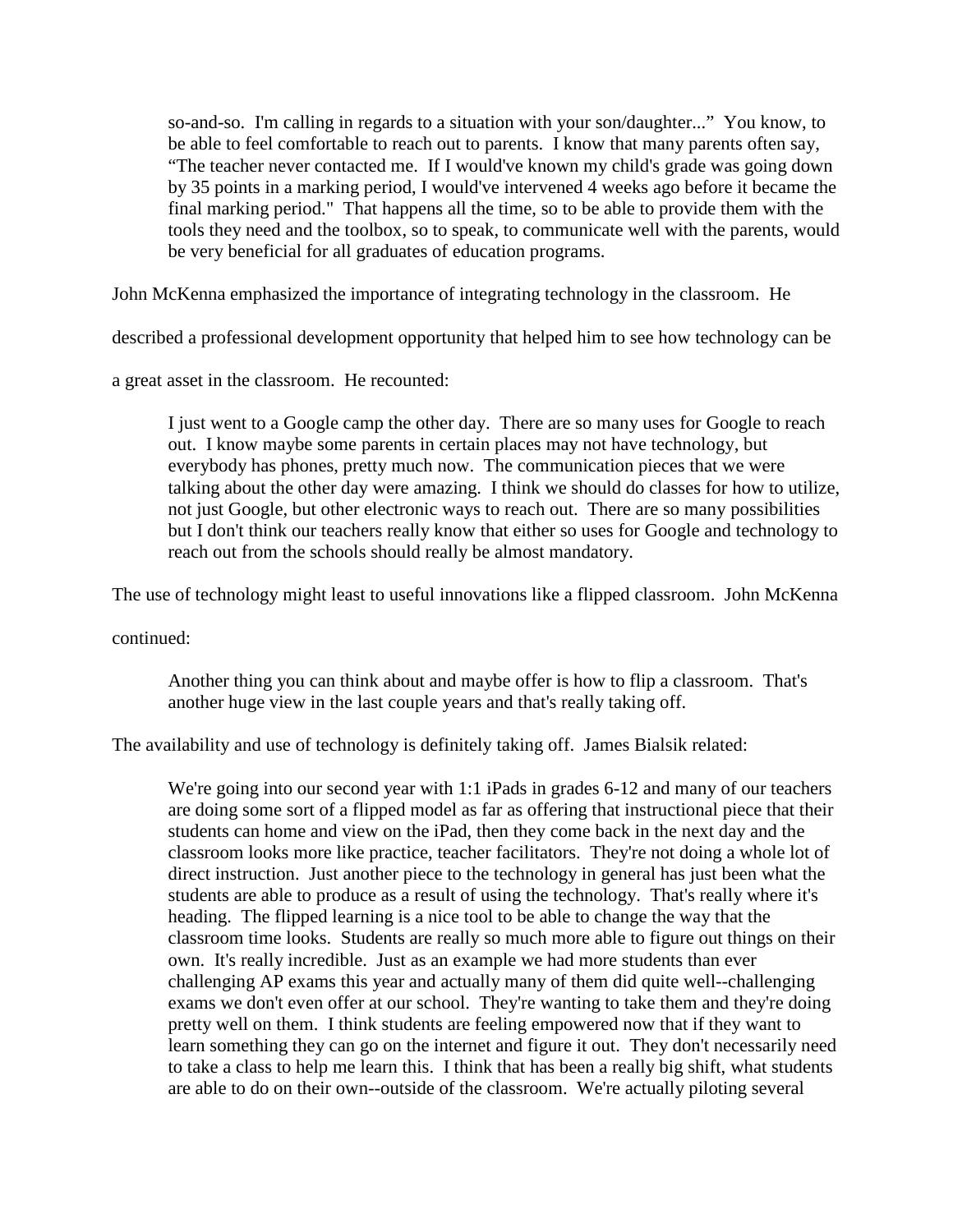> so-and-so. I'm calling in regards to a situation with your son/daughter..." You know, to be able to feel comfortable to reach out to parents. I know that many parents often say, "The teacher never contacted me. If I would've known my child's grade was going down by 35 points in a marking period, I would've intervened 4 weeks ago before it became the final marking period." That happens all the time, so to be able to provide them with the tools they need and the toolbox, so to speak, to communicate well with the parents, would be very beneficial for all graduates of education programs.

John McKenna emphasized the importance of integrating technology in the classroom. He described a professional development opportunity that helped him to see how technology can be a great asset in the classroom. He recounted:

> I just went to a Google camp the other day. There are so many uses for Google to reach out. I know maybe some parents in certain places may not have technology, but everybody has phones, pretty much now. The communication pieces that we were talking about the other day were amazing. I think we should do classes for how to utilize, not just Google, but other electronic ways to reach out. There are so many possibilities but I don't think our teachers really know that either so uses for Google and technology to reach out from the schools should really be almost mandatory.

The use of technology might least to useful innovations like a flipped classroom. John McKenna continued:

> Another thing you can think about and maybe offer is how to flip a classroom. That's another huge view in the last couple years and that's really taking off.

The availability and use of technology is definitely taking off. James Bialsik related:

> We're going into our second year with 1:1 iPads in grades 6-12 and many of our teachers are doing some sort of a flipped model as far as offering that instructional piece that their students can home and view on the iPad, then they come back in the next day and the classroom looks more like practice, teacher facilitators. They're not doing a whole lot of direct instruction. Just another piece to the technology in general has just been what the students are able to produce as a result of using the technology. That's really where it's heading. The flipped learning is a nice tool to be able to change the way that the classroom time looks. Students are really so much more able to figure out things on their own. It's really incredible. Just as an example we had more students than ever challenging AP exams this year and actually many of them did quite well--challenging exams we don't even offer at our school. They're wanting to take them and they're doing pretty well on them. I think students are feeling empowered now that if they want to learn something they can go on the internet and figure it out. They don't necessarily need to take a class to help me learn this. I think that has been a really big shift, what students are able to do on their own--outside of the classroom. We're actually piloting several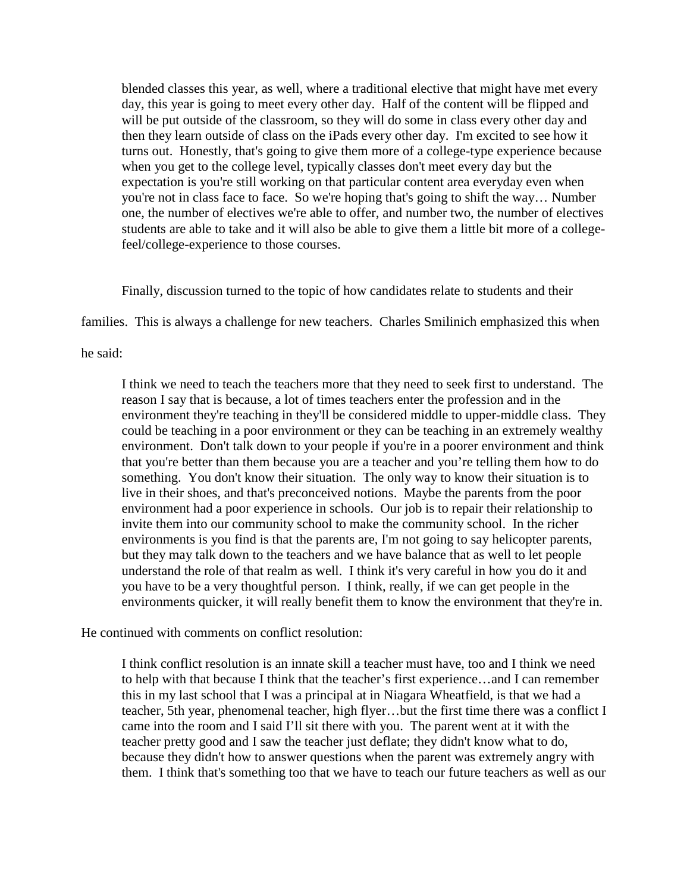> blended classes this year, as well, where a traditional elective that might have met every day, this year is going to meet every other day. Half of the content will be flipped and will be put outside of the classroom, so they will do some in class every other day and then they learn outside of class on the iPads every other day. I'm excited to see how it turns out. Honestly, that's going to give them more of a college-type experience because when you get to the college level, typically classes don't meet every day but the expectation is you're still working on that particular content area everyday even when you're not in class face to face. So we're hoping that's going to shift the way… Number one, the number of electives we're able to offer, and number two, the number of electives students are able to take and it will also be able to give them a little bit more of a college-feel/college-experience to those courses.

Finally, discussion turned to the topic of how candidates relate to students and their families. This is always a challenge for new teachers. Charles Smilinich emphasized this when he said:

> I think we need to teach the teachers more that they need to seek first to understand. The reason I say that is because, a lot of times teachers enter the profession and in the environment they're teaching in they'll be considered middle to upper-middle class. They could be teaching in a poor environment or they can be teaching in an extremely wealthy environment. Don't talk down to your people if you're in a poorer environment and think that you're better than them because you are a teacher and you're telling them how to do something. You don't know their situation. The only way to know their situation is to live in their shoes, and that's preconceived notions. Maybe the parents from the poor environment had a poor experience in schools. Our job is to repair their relationship to invite them into our community school to make the community school. In the richer environments is you find is that the parents are, I'm not going to say helicopter parents, but they may talk down to the teachers and we have balance that as well to let people understand the role of that realm as well. I think it's very careful in how you do it and you have to be a very thoughtful person. I think, really, if we can get people in the environments quicker, it will really benefit them to know the environment that they're in.

He continued with comments on conflict resolution:

> I think conflict resolution is an innate skill a teacher must have, too and I think we need to help with that because I think that the teacher's first experience…and I can remember this in my last school that I was a principal at in Niagara Wheatfield, is that we had a teacher, 5th year, phenomenal teacher, high flyer…but the first time there was a conflict I came into the room and I said I'll sit there with you. The parent went at it with the teacher pretty good and I saw the teacher just deflate; they didn't know what to do, because they didn't how to answer questions when the parent was extremely angry with them. I think that's something too that we have to teach our future teachers as well as our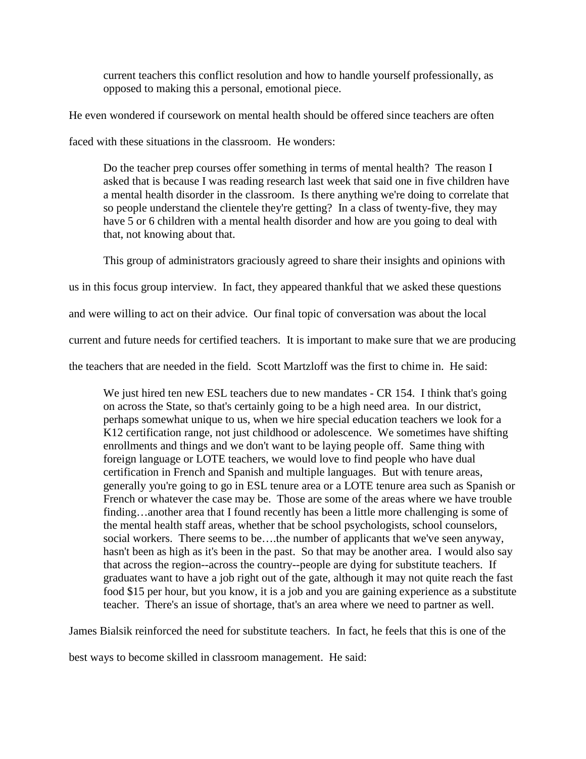> current teachers this conflict resolution and how to handle yourself professionally, as opposed to making this a personal, emotional piece.

He even wondered if coursework on mental health should be offered since teachers are often faced with these situations in the classroom. He wonders:

> Do the teacher prep courses offer something in terms of mental health? The reason I asked that is because I was reading research last week that said one in five children have a mental health disorder in the classroom. Is there anything we're doing to correlate that so people understand the clientele they're getting? In a class of twenty-five, they may have 5 or 6 children with a mental health disorder and how are you going to deal with that, not knowing about that.

This group of administrators graciously agreed to share their insights and opinions with us in this focus group interview. In fact, they appeared thankful that we asked these questions and were willing to act on their advice. Our final topic of conversation was about the local current and future needs for certified teachers. It is important to make sure that we are producing the teachers that are needed in the field. Scott Martzloff was the first to chime in. He said:

> We just hired ten new ESL teachers due to new mandates - CR 154. I think that's going on across the State, so that's certainly going to be a high need area. In our district, perhaps somewhat unique to us, when we hire special education teachers we look for a K12 certification range, not just childhood or adolescence. We sometimes have shifting enrollments and things and we don't want to be laying people off. Same thing with foreign language or LOTE teachers, we would love to find people who have dual certification in French and Spanish and multiple languages. But with tenure areas, generally you're going to go in ESL tenure area or a LOTE tenure area such as Spanish or French or whatever the case may be. Those are some of the areas where we have trouble finding…another area that I found recently has been a little more challenging is some of the mental health staff areas, whether that be school psychologists, school counselors, social workers. There seems to be….the number of applicants that we've seen anyway, hasn't been as high as it's been in the past. So that may be another area. I would also say that across the region--across the country--people are dying for substitute teachers. If graduates want to have a job right out of the gate, although it may not quite reach the fast food $15 per hour, but you know, it is a job and you are gaining experience as a substitute teacher. There's an issue of shortage, that's an area where we need to partner as well.

James Bialsik reinforced the need for substitute teachers. In fact, he feels that this is one of the best ways to become skilled in classroom management. He said: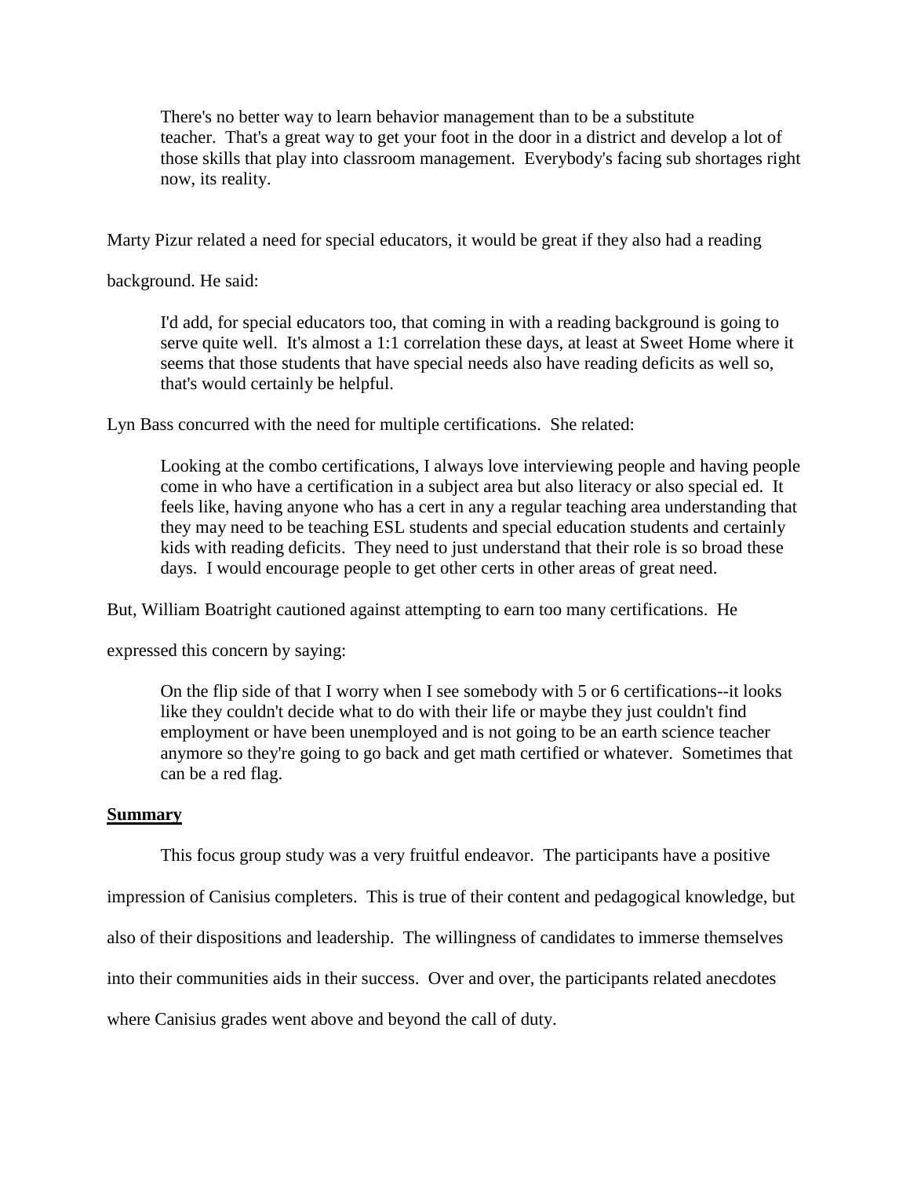> There's no better way to learn behavior management than to be a substitute teacher. That's a great way to get your foot in the door in a district and develop a lot of those skills that play into classroom management. Everybody's facing sub shortages right now, its reality.

Marty Pizur related a need for special educators, it would be great if they also had a reading background. He said:

> I'd add, for special educators too, that coming in with a reading background is going to serve quite well. It's almost a 1:1 correlation these days, at least at Sweet Home where it seems that those students that have special needs also have reading deficits as well so, that's would certainly be helpful.

Lyn Bass concurred with the need for multiple certifications. She related:

> Looking at the combo certifications, I always love interviewing people and having people come in who have a certification in a subject area but also literacy or also special ed. It feels like, having anyone who has a cert in any a regular teaching area understanding that they may need to be teaching ESL students and special education students and certainly kids with reading deficits. They need to just understand that their role is so broad these days. I would encourage people to get other certs in other areas of great need.

But, William Boatright cautioned against attempting to earn too many certifications. He expressed this concern by saying:

> On the flip side of that I worry when I see somebody with 5 or 6 certifications--it looks like they couldn't decide what to do with their life or maybe they just couldn't find employment or have been unemployed and is not going to be an earth science teacher anymore so they're going to go back and get math certified or whatever. Sometimes that can be a red flag.

**Summary**

This focus group study was a very fruitful endeavor. The participants have a positive impression of Canisius completers. This is true of their content and pedagogical knowledge, but also of their dispositions and leadership. The willingness of candidates to immerse themselves into their communities aids in their success. Over and over, the participants related anecdotes where Canisius grades went above and beyond the call of duty.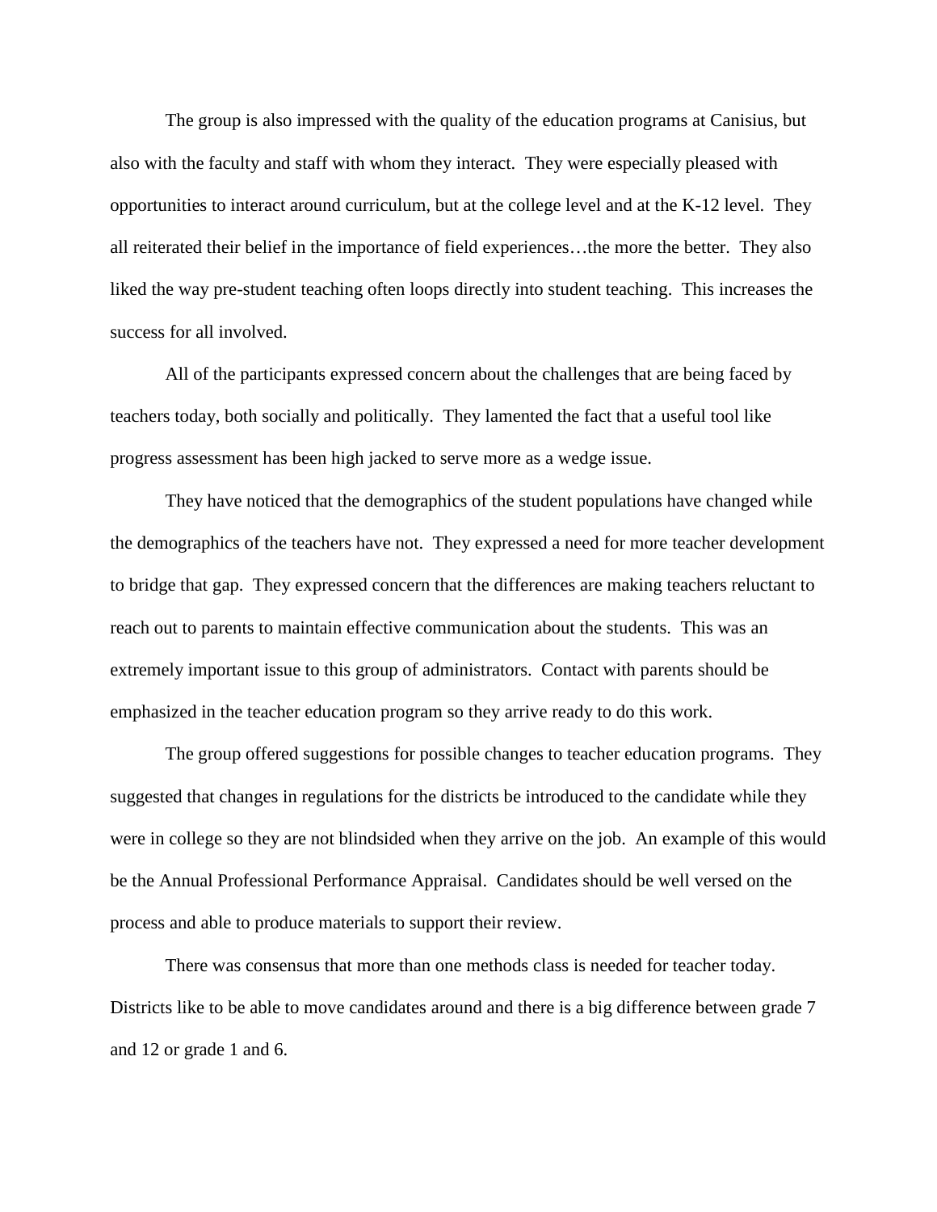The group is also impressed with the quality of the education programs at Canisius, but also with the faculty and staff with whom they interact. They were especially pleased with opportunities to interact around curriculum, but at the college level and at the K-12 level. They all reiterated their belief in the importance of field experiences…the more the better. They also liked the way pre-student teaching often loops directly into student teaching. This increases the success for all involved.

All of the participants expressed concern about the challenges that are being faced by teachers today, both socially and politically. They lamented the fact that a useful tool like progress assessment has been high jacked to serve more as a wedge issue.

They have noticed that the demographics of the student populations have changed while the demographics of the teachers have not. They expressed a need for more teacher development to bridge that gap. They expressed concern that the differences are making teachers reluctant to reach out to parents to maintain effective communication about the students. This was an extremely important issue to this group of administrators. Contact with parents should be emphasized in the teacher education program so they arrive ready to do this work.

The group offered suggestions for possible changes to teacher education programs. They suggested that changes in regulations for the districts be introduced to the candidate while they were in college so they are not blindsided when they arrive on the job. An example of this would be the Annual Professional Performance Appraisal. Candidates should be well versed on the process and able to produce materials to support their review.

There was consensus that more than one methods class is needed for teacher today. Districts like to be able to move candidates around and there is a big difference between grade 7 and 12 or grade 1 and 6.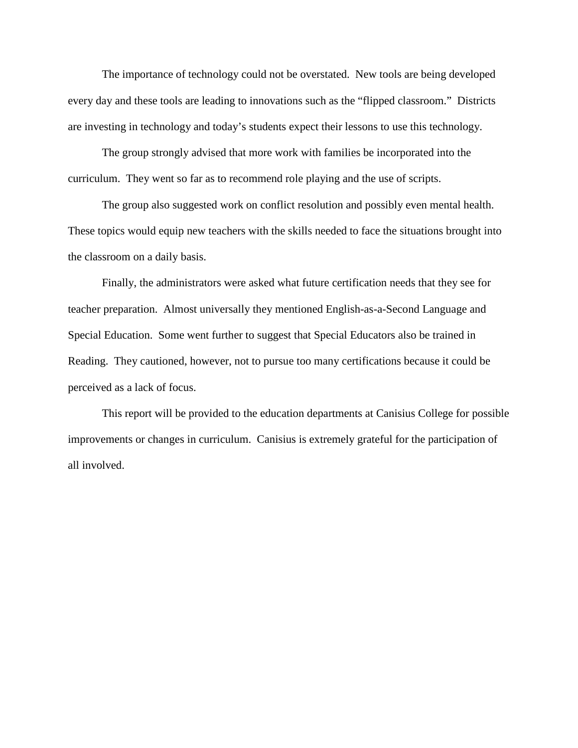The importance of technology could not be overstated. New tools are being developed every day and these tools are leading to innovations such as the "flipped classroom." Districts are investing in technology and today's students expect their lessons to use this technology.

The group strongly advised that more work with families be incorporated into the curriculum. They went so far as to recommend role playing and the use of scripts.

The group also suggested work on conflict resolution and possibly even mental health. These topics would equip new teachers with the skills needed to face the situations brought into the classroom on a daily basis.

Finally, the administrators were asked what future certification needs that they see for teacher preparation. Almost universally they mentioned English-as-a-Second Language and Special Education. Some went further to suggest that Special Educators also be trained in Reading. They cautioned, however, not to pursue too many certifications because it could be perceived as a lack of focus.

This report will be provided to the education departments at Canisius College for possible improvements or changes in curriculum. Canisius is extremely grateful for the participation of all involved.